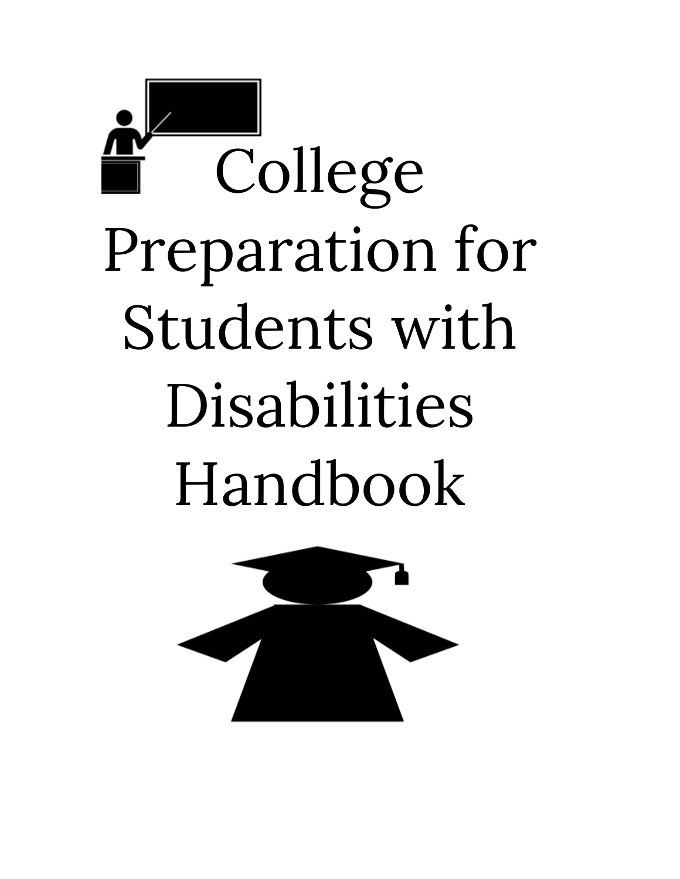# College Preparation for Students with Disabilities Handbook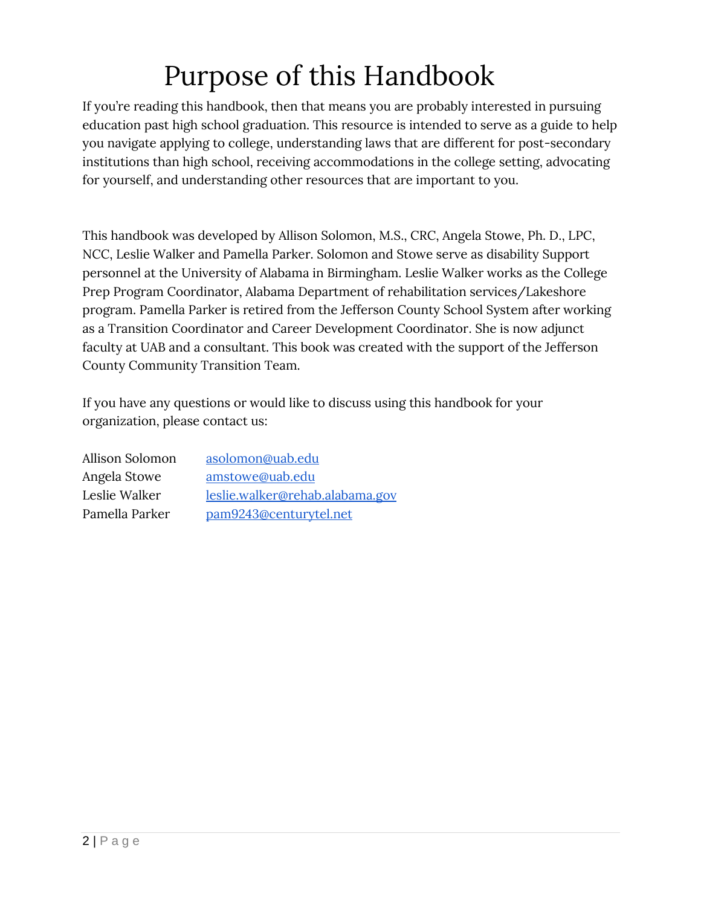# Purpose of this Handbook

If you're reading this handbook, then that means you are probably interested in pursuing education past high school graduation. This resource is intended to serve as a guide to help you navigate applying to college, understanding laws that are different for post-secondary institutions than high school, receiving accommodations in the college setting, advocating for yourself, and understanding other resources that are important to you.

This handbook was developed by Allison Solomon, M.S., CRC, Angela Stowe, Ph. D., LPC, NCC, Leslie Walker and Pamella Parker. Solomon and Stowe serve as disability Support personnel at the University of Alabama in Birmingham. Leslie Walker works as the College Prep Program Coordinator, Alabama Department of rehabilitation services/Lakeshore program. Pamella Parker is retired from the Jefferson County School System after working as a Transition Coordinator and Career Development Coordinator. She is now adjunct faculty at UAB and a consultant. This book was created with the support of the Jefferson County Community Transition Team.

If you have any questions or would like to discuss using this handbook for your organization, please contact us:

| | |
|---|---|
| Allison Solomon | asolomon@uab.edu |
| Angela Stowe | amstowe@uab.edu |
| Leslie Walker | leslie.walker@rehab.alabama.gov |
| Pamella Parker | pam9243@centurytel.net |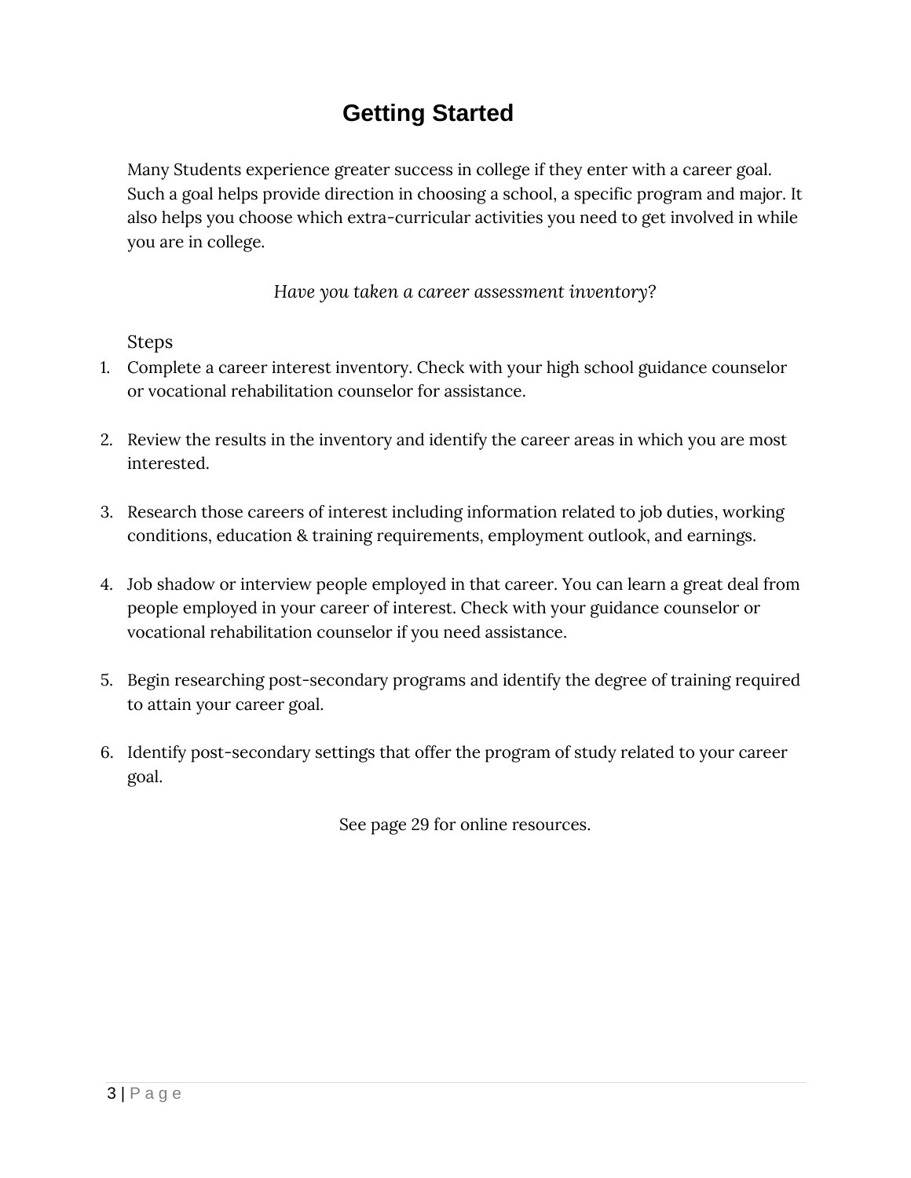# Getting Started

Many Students experience greater success in college if they enter with a career goal. Such a goal helps provide direction in choosing a school, a specific program and major. It also helps you choose which extra-curricular activities you need to get involved in while you are in college.

*Have you taken a career assessment inventory?*

Steps

1. Complete a career interest inventory. Check with your high school guidance counselor or vocational rehabilitation counselor for assistance.

2. Review the results in the inventory and identify the career areas in which you are most interested.

3. Research those careers of interest including information related to job duties, working conditions, education & training requirements, employment outlook, and earnings.

4. Job shadow or interview people employed in that career. You can learn a great deal from people employed in your career of interest. Check with your guidance counselor or vocational rehabilitation counselor if you need assistance.

5. Begin researching post-secondary programs and identify the degree of training required to attain your career goal.

6. Identify post-secondary settings that offer the program of study related to your career goal.

See page 29 for online resources.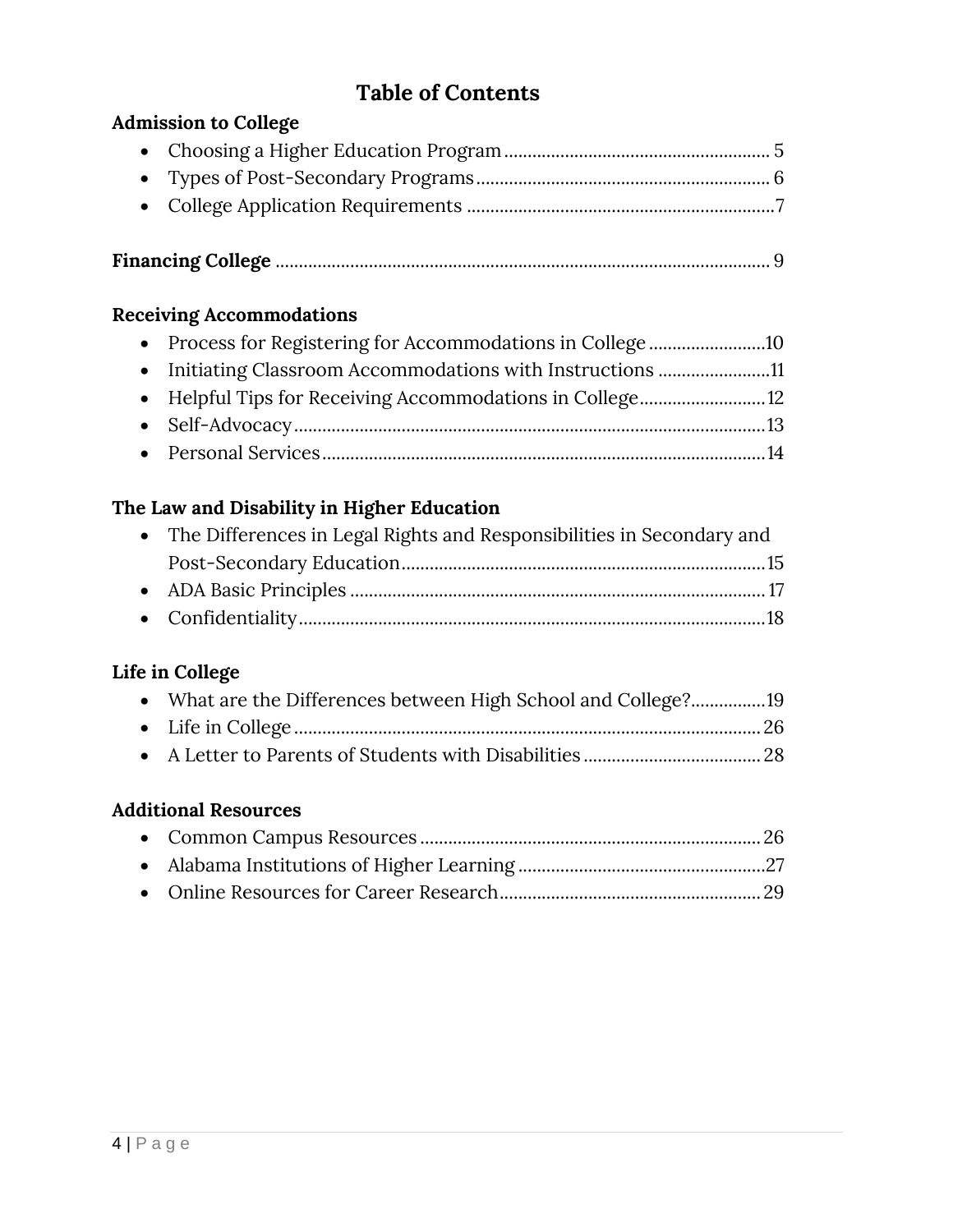# Table of Contents

**Admission to College**

- Choosing a Higher Education Program ........................................................ 5
- Types of Post-Secondary Programs .............................................................. 6
- College Application Requirements ................................................................. 7

**Financing College** ........................................................................................ 9

**Receiving Accommodations**

- Process for Registering for Accommodations in College ......................... 10
- Initiating Classroom Accommodations with Instructions ........................ 11
- Helpful Tips for Receiving Accommodations in College ........................... 12
- Self-Advocacy .................................................................................................... 13
- Personal Services .............................................................................................. 14

**The Law and Disability in Higher Education**

- The Differences in Legal Rights and Responsibilities in Secondary and Post-Secondary Education ............................................................................ 15
- ADA Basic Principles ........................................................................................ 17
- Confidentiality ................................................................................................... 18

**Life in College**

- What are the Differences between High School and College? ................ 19
- Life in College ................................................................................................... 26
- A Letter to Parents of Students with Disabilities ...................................... 28

**Additional Resources**

- Common Campus Resources ........................................................................ 26
- Alabama Institutions of Higher Learning ..................................................... 27
- Online Resources for Career Research ........................................................ 29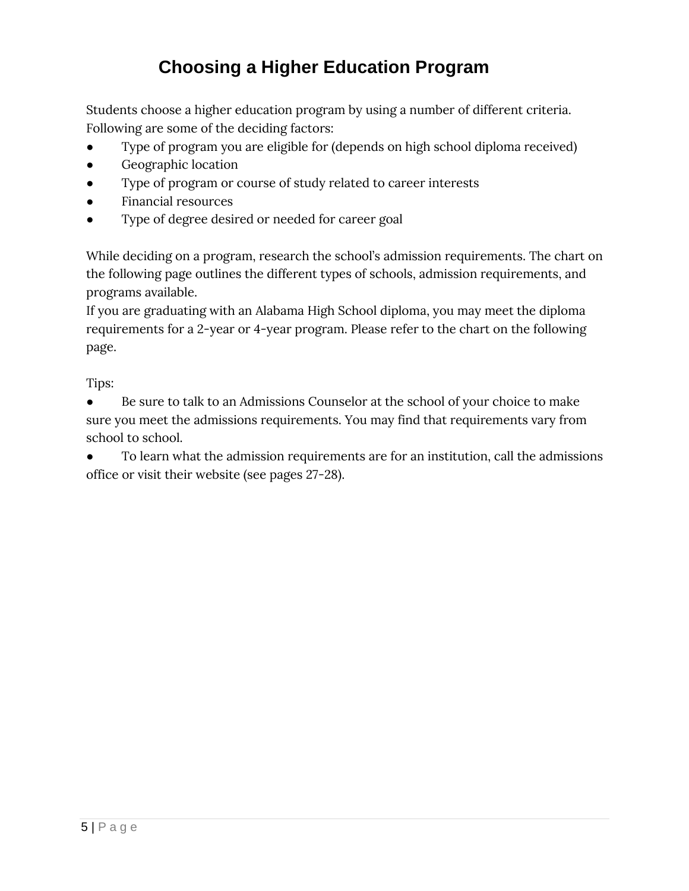# Choosing a Higher Education Program

Students choose a higher education program by using a number of different criteria. Following are some of the deciding factors:

- Type of program you are eligible for (depends on high school diploma received)
- Geographic location
- Type of program or course of study related to career interests
- Financial resources
- Type of degree desired or needed for career goal

While deciding on a program, research the school's admission requirements. The chart on the following page outlines the different types of schools, admission requirements, and programs available.

If you are graduating with an Alabama High School diploma, you may meet the diploma requirements for a 2-year or 4-year program. Please refer to the chart on the following page.

Tips:

- Be sure to talk to an Admissions Counselor at the school of your choice to make sure you meet the admissions requirements. You may find that requirements vary from school to school.
- To learn what the admission requirements are for an institution, call the admissions office or visit their website (see pages 27-28).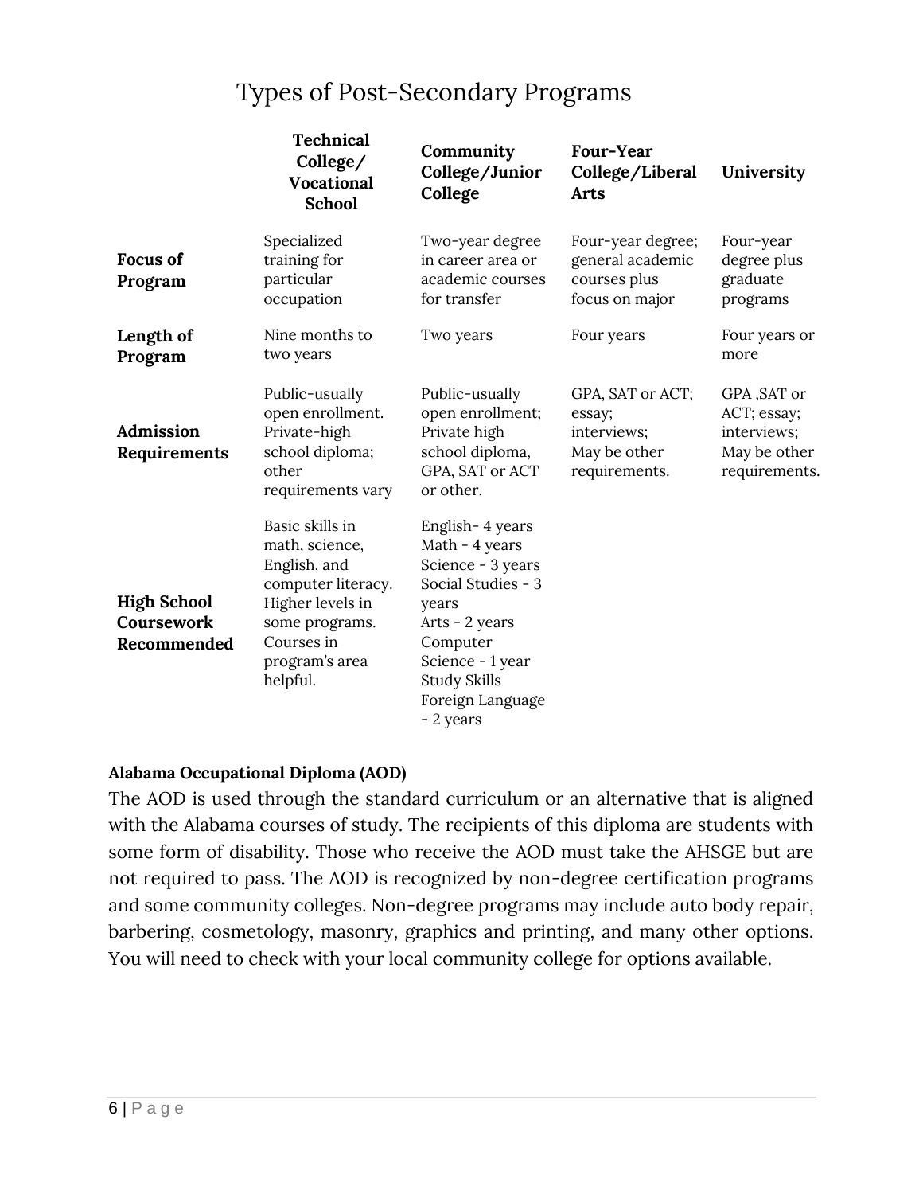# Types of Post-Secondary Programs

| | Technical College/ Vocational School | Community College/Junior College | Four-Year College/Liberal Arts | University |
|---|---|---|---|---|
| **Focus of Program** | Specialized training for particular occupation | Two-year degree in career area or academic courses for transfer | Four-year degree; general academic courses plus focus on major | Four-year degree plus graduate programs |
| **Length of Program** | Nine months to two years | Two years | Four years | Four years or more |
| **Admission Requirements** | Public-usually open enrollment. Private-high school diploma; other requirements vary | Public-usually open enrollment; Private high school diploma, GPA, SAT or ACT or other. | GPA, SAT or ACT; essay; interviews; May be other requirements. | GPA ,SAT or ACT; essay; interviews; May be other requirements. |
| **High School Coursework Recommended** | Basic skills in math, science, English, and computer literacy. Higher levels in some programs. Courses in program's area helpful. | English- 4 years<br>Math - 4 years<br>Science - 3 years<br>Social Studies - 3 years<br>Arts - 2 years<br>Computer Science - 1 year<br>Study Skills<br>Foreign Language - 2 years | | |

**Alabama Occupational Diploma (AOD)**

The AOD is used through the standard curriculum or an alternative that is aligned with the Alabama courses of study. The recipients of this diploma are students with some form of disability. Those who receive the AOD must take the AHSGE but are not required to pass. The AOD is recognized by non-degree certification programs and some community colleges. Non-degree programs may include auto body repair, barbering, cosmetology, masonry, graphics and printing, and many other options. You will need to check with your local community college for options available.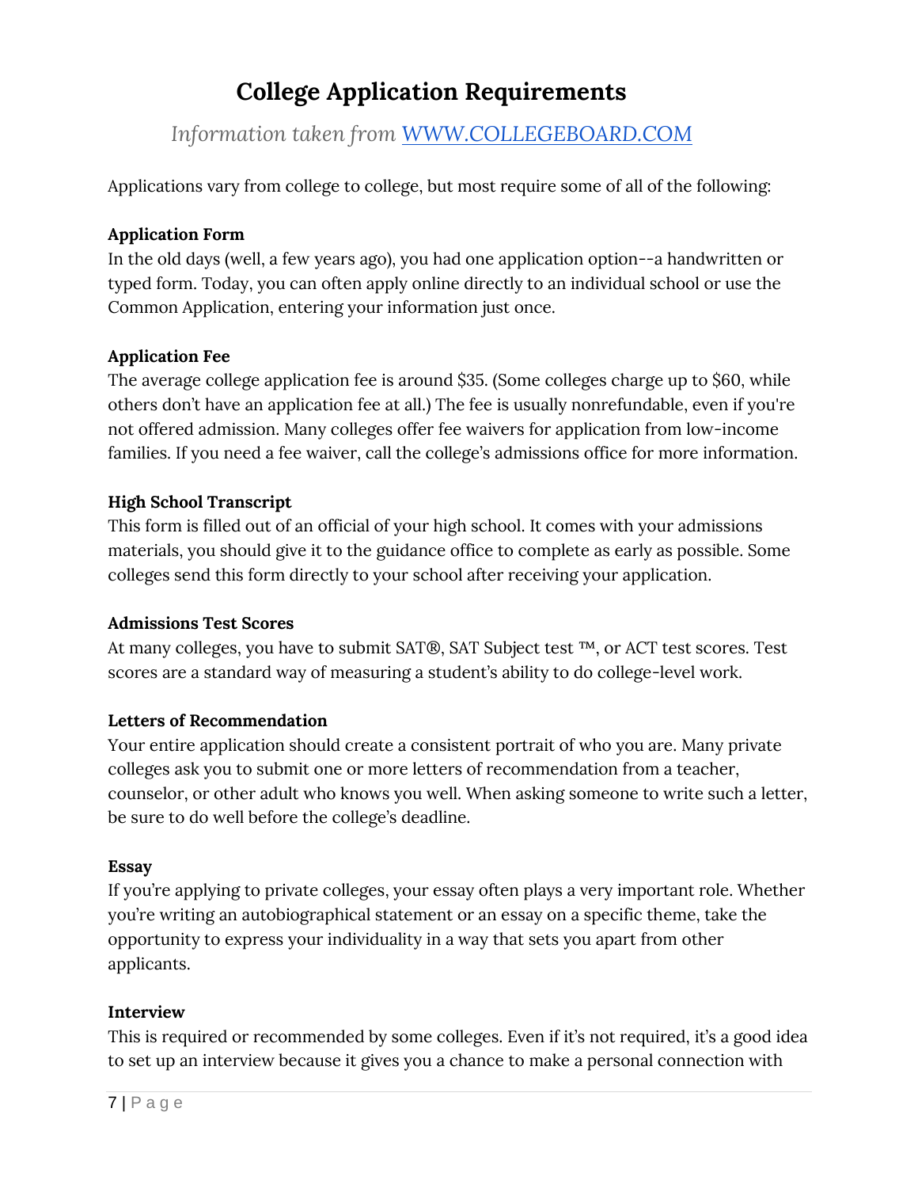# College Application Requirements

*Information taken from [WWW.COLLEGEBOARD.COM](http://WWW.COLLEGEBOARD.COM)*

Applications vary from college to college, but most require some of all of the following:

**Application Form**
In the old days (well, a few years ago), you had one application option--a handwritten or typed form. Today, you can often apply online directly to an individual school or use the Common Application, entering your information just once.

**Application Fee**
The average college application fee is around $35. (Some colleges charge up to $60, while others don't have an application fee at all.) The fee is usually nonrefundable, even if you're not offered admission. Many colleges offer fee waivers for application from low-income families. If you need a fee waiver, call the college's admissions office for more information.

**High School Transcript**
This form is filled out of an official of your high school. It comes with your admissions materials, you should give it to the guidance office to complete as early as possible. Some colleges send this form directly to your school after receiving your application.

**Admissions Test Scores**
At many colleges, you have to submit SAT®, SAT Subject test ™, or ACT test scores. Test scores are a standard way of measuring a student's ability to do college-level work.

**Letters of Recommendation**
Your entire application should create a consistent portrait of who you are. Many private colleges ask you to submit one or more letters of recommendation from a teacher, counselor, or other adult who knows you well. When asking someone to write such a letter, be sure to do well before the college's deadline.

**Essay**
If you're applying to private colleges, your essay often plays a very important role. Whether you're writing an autobiographical statement or an essay on a specific theme, take the opportunity to express your individuality in a way that sets you apart from other applicants.

**Interview**
This is required or recommended by some colleges. Even if it's not required, it's a good idea to set up an interview because it gives you a chance to make a personal connection with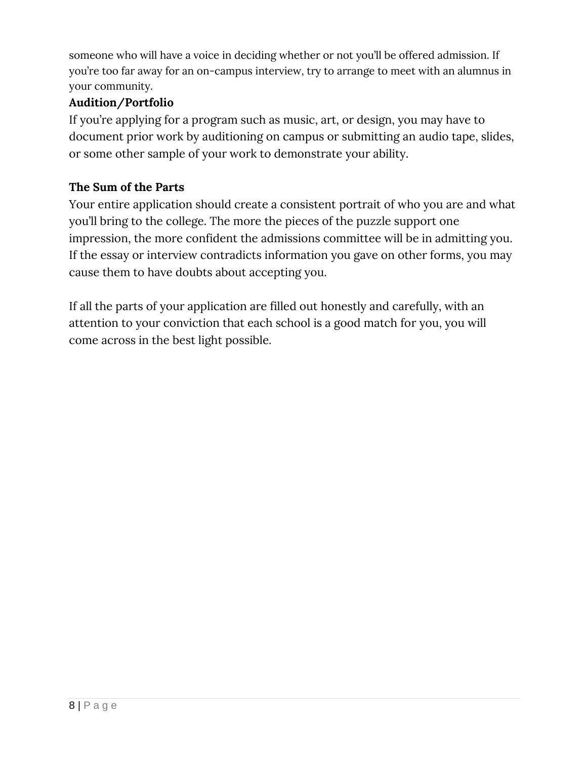someone who will have a voice in deciding whether or not you'll be offered admission. If you're too far away for an on-campus interview, try to arrange to meet with an alumnus in your community.

**Audition/Portfolio**

If you're applying for a program such as music, art, or design, you may have to document prior work by auditioning on campus or submitting an audio tape, slides, or some other sample of your work to demonstrate your ability.

**The Sum of the Parts**

Your entire application should create a consistent portrait of who you are and what you'll bring to the college. The more the pieces of the puzzle support one impression, the more confident the admissions committee will be in admitting you. If the essay or interview contradicts information you gave on other forms, you may cause them to have doubts about accepting you.

If all the parts of your application are filled out honestly and carefully, with an attention to your conviction that each school is a good match for you, you will come across in the best light possible.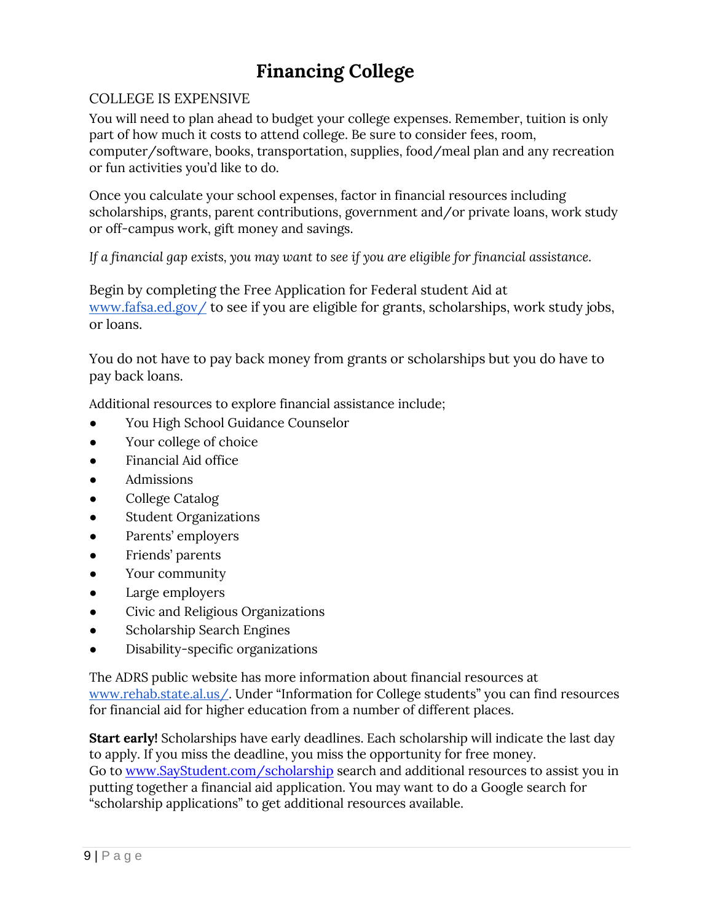# Financing College

COLLEGE IS EXPENSIVE

You will need to plan ahead to budget your college expenses. Remember, tuition is only part of how much it costs to attend college. Be sure to consider fees, room, computer/software, books, transportation, supplies, food/meal plan and any recreation or fun activities you'd like to do.

Once you calculate your school expenses, factor in financial resources including scholarships, grants, parent contributions, government and/or private loans, work study or off-campus work, gift money and savings.

*If a financial gap exists, you may want to see if you are eligible for financial assistance.*

Begin by completing the Free Application for Federal student Aid at [www.fafsa.ed.gov/](http://www.fafsa.ed.gov/) to see if you are eligible for grants, scholarships, work study jobs, or loans.

You do not have to pay back money from grants or scholarships but you do have to pay back loans.

Additional resources to explore financial assistance include;

- You High School Guidance Counselor
- Your college of choice
- Financial Aid office
- Admissions
- College Catalog
- Student Organizations
- Parents' employers
- Friends' parents
- Your community
- Large employers
- Civic and Religious Organizations
- Scholarship Search Engines
- Disability-specific organizations

The ADRS public website has more information about financial resources at [www.rehab.state.al.us/](http://www.rehab.state.al.us/). Under "Information for College students" you can find resources for financial aid for higher education from a number of different places.

**Start early!** Scholarships have early deadlines. Each scholarship will indicate the last day to apply. If you miss the deadline, you miss the opportunity for free money.
Go to [www.SayStudent.com/scholarship](http://www.SayStudent.com/scholarship) search and additional resources to assist you in putting together a financial aid application. You may want to do a Google search for "scholarship applications" to get additional resources available.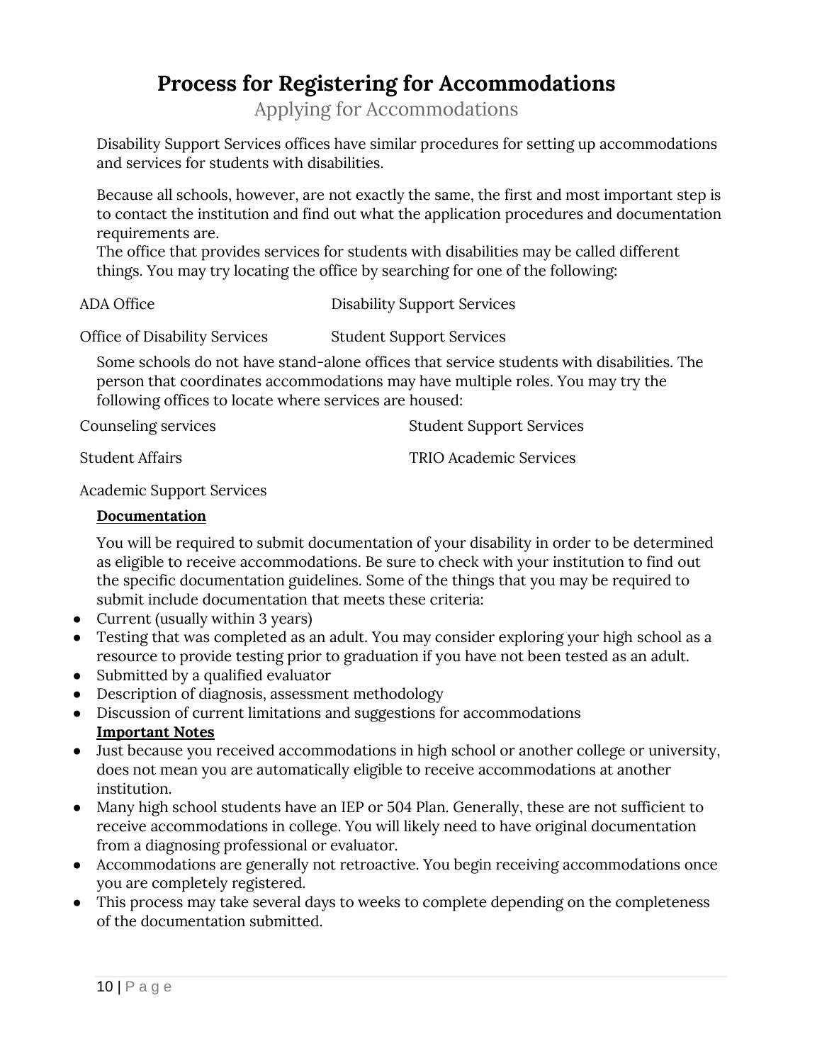# Process for Registering for Accommodations

## Applying for Accommodations

Disability Support Services offices have similar procedures for setting up accommodations and services for students with disabilities.

Because all schools, however, are not exactly the same, the first and most important step is to contact the institution and find out what the application procedures and documentation requirements are.

The office that provides services for students with disabilities may be called different things. You may try locating the office by searching for one of the following:

- ADA Office
- Disability Support Services
- Office of Disability Services
- Student Support Services

Some schools do not have stand-alone offices that service students with disabilities. The person that coordinates accommodations may have multiple roles. You may try the following offices to locate where services are housed:

- Counseling services
- Student Support Services
- Student Affairs
- TRIO Academic Services
- Academic Support Services

### **Documentation**

You will be required to submit documentation of your disability in order to be determined as eligible to receive accommodations. Be sure to check with your institution to find out the specific documentation guidelines. Some of the things that you may be required to submit include documentation that meets these criteria:

- Current (usually within 3 years)
- Testing that was completed as an adult. You may consider exploring your high school as a resource to provide testing prior to graduation if you have not been tested as an adult.
- Submitted by a qualified evaluator
- Description of diagnosis, assessment methodology
- Discussion of current limitations and suggestions for accommodations

### **Important Notes**

- Just because you received accommodations in high school or another college or university, does not mean you are automatically eligible to receive accommodations at another institution.
- Many high school students have an IEP or 504 Plan. Generally, these are not sufficient to receive accommodations in college. You will likely need to have original documentation from a diagnosing professional or evaluator.
- Accommodations are generally not retroactive. You begin receiving accommodations once you are completely registered.
- This process may take several days to weeks to complete depending on the completeness of the documentation submitted.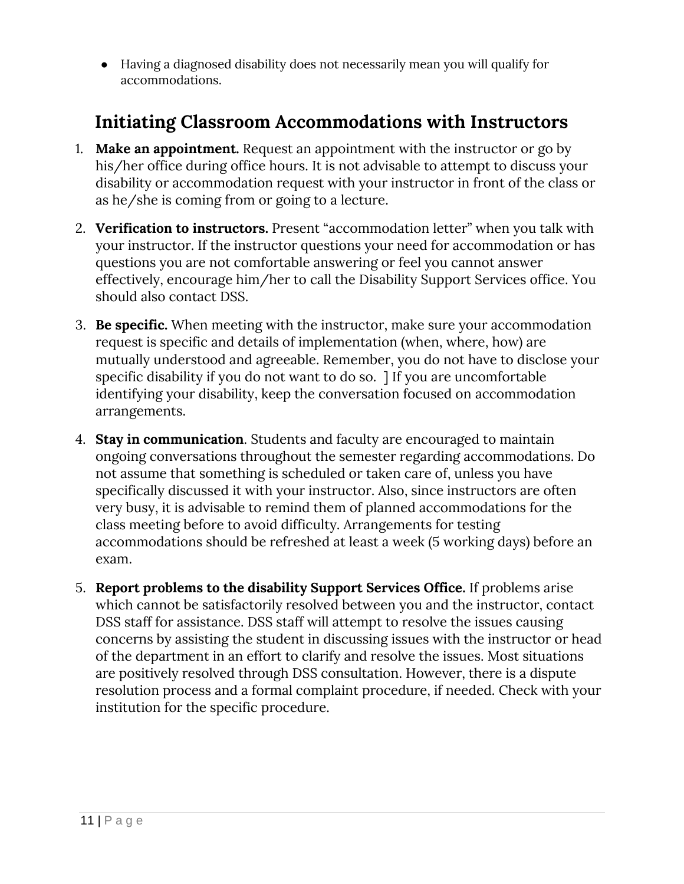- Having a diagnosed disability does not necessarily mean you will qualify for accommodations.

## Initiating Classroom Accommodations with Instructors

1. **Make an appointment.** Request an appointment with the instructor or go by his/her office during office hours. It is not advisable to attempt to discuss your disability or accommodation request with your instructor in front of the class or as he/she is coming from or going to a lecture.

2. **Verification to instructors.** Present "accommodation letter" when you talk with your instructor. If the instructor questions your need for accommodation or has questions you are not comfortable answering or feel you cannot answer effectively, encourage him/her to call the Disability Support Services office. You should also contact DSS.

3. **Be specific.** When meeting with the instructor, make sure your accommodation request is specific and details of implementation (when, where, how) are mutually understood and agreeable. Remember, you do not have to disclose your specific disability if you do not want to do so. ] If you are uncomfortable identifying your disability, keep the conversation focused on accommodation arrangements.

4. **Stay in communication**. Students and faculty are encouraged to maintain ongoing conversations throughout the semester regarding accommodations. Do not assume that something is scheduled or taken care of, unless you have specifically discussed it with your instructor. Also, since instructors are often very busy, it is advisable to remind them of planned accommodations for the class meeting before to avoid difficulty. Arrangements for testing accommodations should be refreshed at least a week (5 working days) before an exam.

5. **Report problems to the disability Support Services Office.** If problems arise which cannot be satisfactorily resolved between you and the instructor, contact DSS staff for assistance. DSS staff will attempt to resolve the issues causing concerns by assisting the student in discussing issues with the instructor or head of the department in an effort to clarify and resolve the issues. Most situations are positively resolved through DSS consultation. However, there is a dispute resolution process and a formal complaint procedure, if needed. Check with your institution for the specific procedure.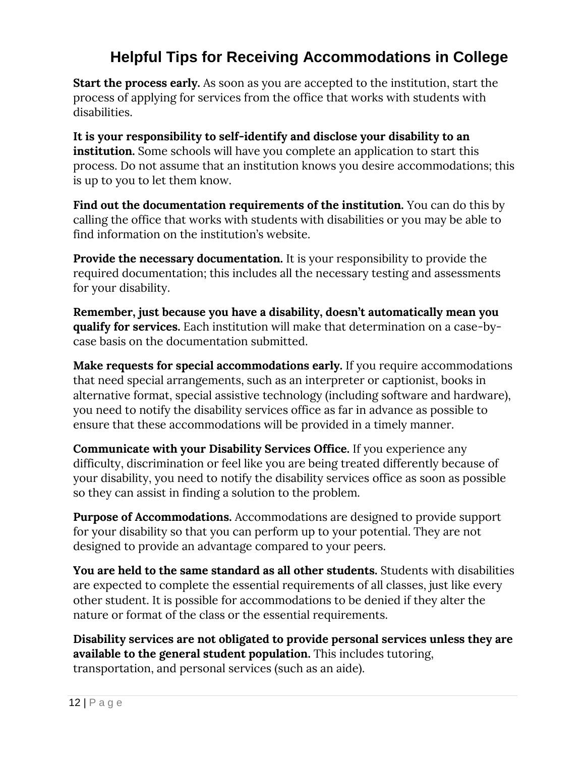# Helpful Tips for Receiving Accommodations in College

**Start the process early.** As soon as you are accepted to the institution, start the process of applying for services from the office that works with students with disabilities.

**It is your responsibility to self-identify and disclose your disability to an institution.** Some schools will have you complete an application to start this process. Do not assume that an institution knows you desire accommodations; this is up to you to let them know.

**Find out the documentation requirements of the institution.** You can do this by calling the office that works with students with disabilities or you may be able to find information on the institution's website.

**Provide the necessary documentation.** It is your responsibility to provide the required documentation; this includes all the necessary testing and assessments for your disability.

**Remember, just because you have a disability, doesn't automatically mean you qualify for services.** Each institution will make that determination on a case-by-case basis on the documentation submitted.

**Make requests for special accommodations early.** If you require accommodations that need special arrangements, such as an interpreter or captionist, books in alternative format, special assistive technology (including software and hardware), you need to notify the disability services office as far in advance as possible to ensure that these accommodations will be provided in a timely manner.

**Communicate with your Disability Services Office.** If you experience any difficulty, discrimination or feel like you are being treated differently because of your disability, you need to notify the disability services office as soon as possible so they can assist in finding a solution to the problem.

**Purpose of Accommodations.** Accommodations are designed to provide support for your disability so that you can perform up to your potential. They are not designed to provide an advantage compared to your peers.

**You are held to the same standard as all other students.** Students with disabilities are expected to complete the essential requirements of all classes, just like every other student. It is possible for accommodations to be denied if they alter the nature or format of the class or the essential requirements.

**Disability services are not obligated to provide personal services unless they are available to the general student population.** This includes tutoring, transportation, and personal services (such as an aide).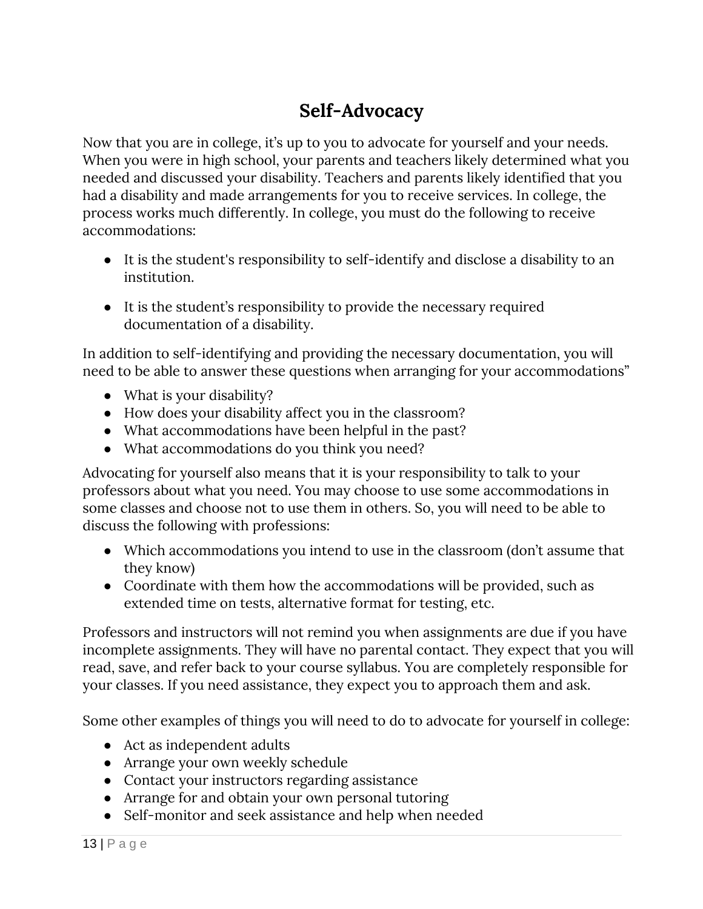# Self-Advocacy

Now that you are in college, it's up to you to advocate for yourself and your needs. When you were in high school, your parents and teachers likely determined what you needed and discussed your disability. Teachers and parents likely identified that you had a disability and made arrangements for you to receive services. In college, the process works much differently. In college, you must do the following to receive accommodations:

- It is the student's responsibility to self-identify and disclose a disability to an institution.

- It is the student's responsibility to provide the necessary required documentation of a disability.

In addition to self-identifying and providing the necessary documentation, you will need to be able to answer these questions when arranging for your accommodations"

- What is your disability?
- How does your disability affect you in the classroom?
- What accommodations have been helpful in the past?
- What accommodations do you think you need?

Advocating for yourself also means that it is your responsibility to talk to your professors about what you need. You may choose to use some accommodations in some classes and choose not to use them in others. So, you will need to be able to discuss the following with professions:

- Which accommodations you intend to use in the classroom (don't assume that they know)
- Coordinate with them how the accommodations will be provided, such as extended time on tests, alternative format for testing, etc.

Professors and instructors will not remind you when assignments are due if you have incomplete assignments. They will have no parental contact. They expect that you will read, save, and refer back to your course syllabus. You are completely responsible for your classes. If you need assistance, they expect you to approach them and ask.

Some other examples of things you will need to do to advocate for yourself in college:

- Act as independent adults
- Arrange your own weekly schedule
- Contact your instructors regarding assistance
- Arrange for and obtain your own personal tutoring
- Self-monitor and seek assistance and help when needed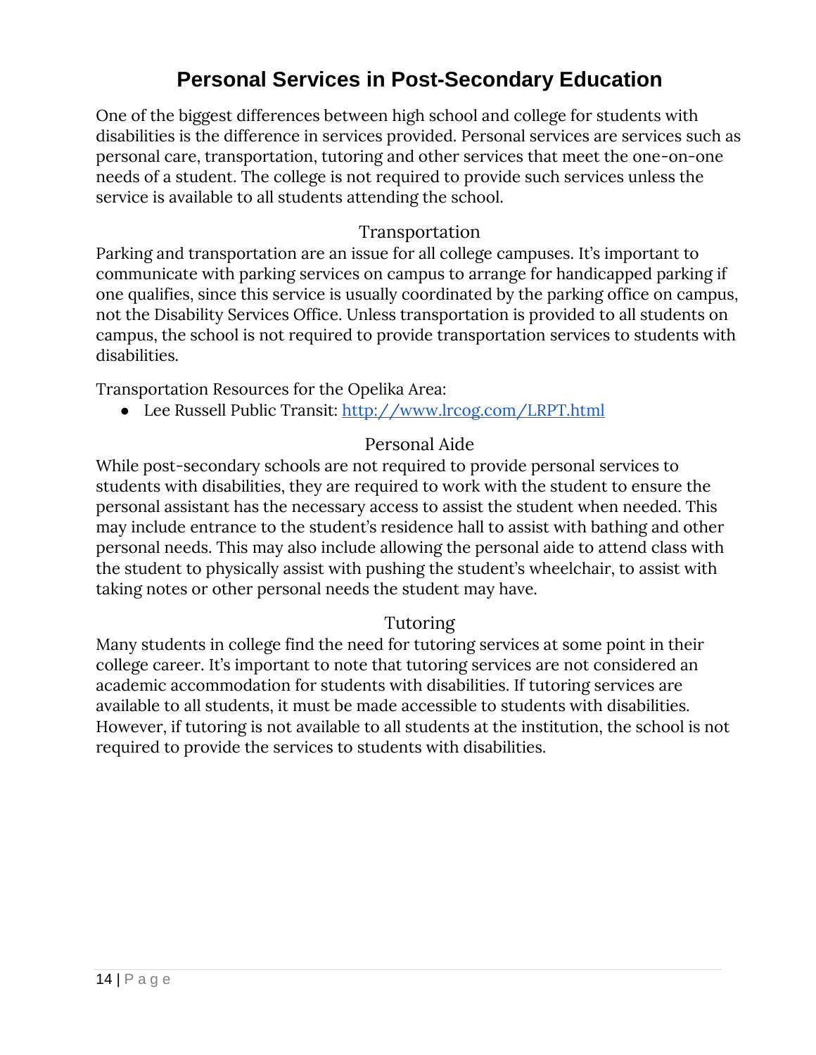# Personal Services in Post-Secondary Education

One of the biggest differences between high school and college for students with disabilities is the difference in services provided. Personal services are services such as personal care, transportation, tutoring and other services that meet the one-on-one needs of a student. The college is not required to provide such services unless the service is available to all students attending the school.

## Transportation

Parking and transportation are an issue for all college campuses. It's important to communicate with parking services on campus to arrange for handicapped parking if one qualifies, since this service is usually coordinated by the parking office on campus, not the Disability Services Office. Unless transportation is provided to all students on campus, the school is not required to provide transportation services to students with disabilities.

Transportation Resources for the Opelika Area:

- Lee Russell Public Transit: [http://www.lrcog.com/LRPT.html](http://www.lrcog.com/LRPT.html)

## Personal Aide

While post-secondary schools are not required to provide personal services to students with disabilities, they are required to work with the student to ensure the personal assistant has the necessary access to assist the student when needed. This may include entrance to the student's residence hall to assist with bathing and other personal needs. This may also include allowing the personal aide to attend class with the student to physically assist with pushing the student's wheelchair, to assist with taking notes or other personal needs the student may have.

## Tutoring

Many students in college find the need for tutoring services at some point in their college career. It's important to note that tutoring services are not considered an academic accommodation for students with disabilities. If tutoring services are available to all students, it must be made accessible to students with disabilities. However, if tutoring is not available to all students at the institution, the school is not required to provide the services to students with disabilities.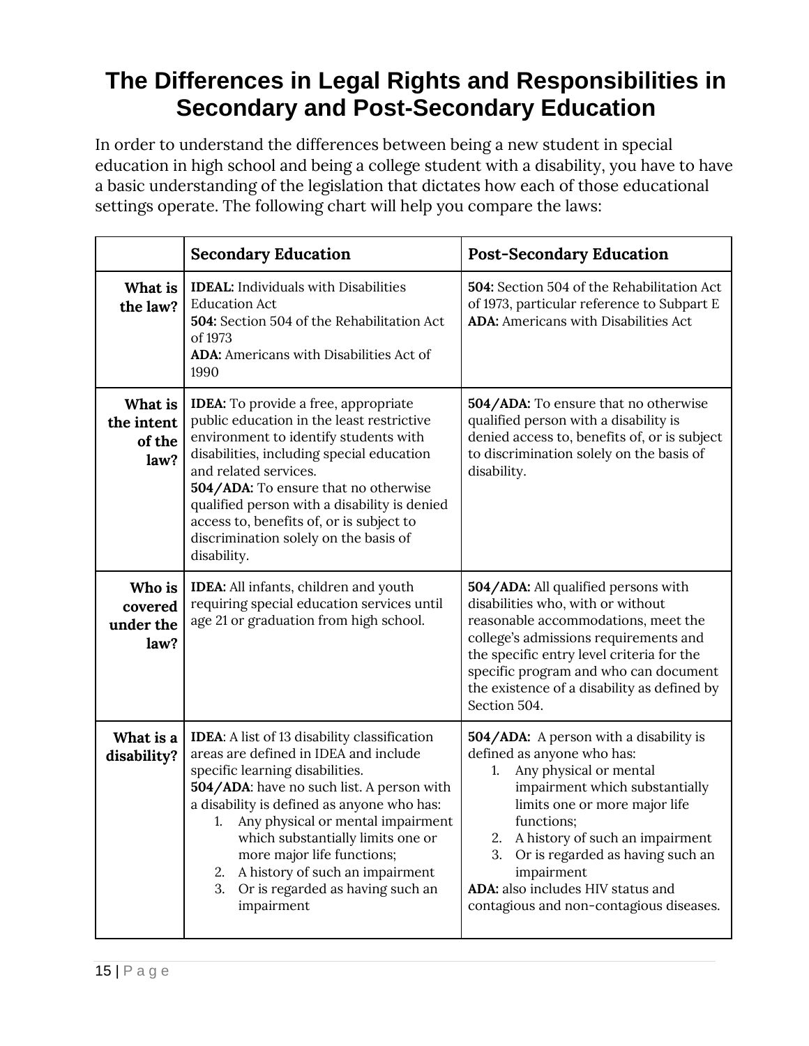# The Differences in Legal Rights and Responsibilities in Secondary and Post-Secondary Education

In order to understand the differences between being a new student in special education in high school and being a college student with a disability, you have to have a basic understanding of the legislation that dictates how each of those educational settings operate. The following chart will help you compare the laws:

| | **Secondary Education** | **Post-Secondary Education** |
|---|---|---|
| **What is the law?** | **IDEAL:** Individuals with Disabilities Education Act<br>**504:** Section 504 of the Rehabilitation Act of 1973<br>**ADA:** Americans with Disabilities Act of 1990 | **504:** Section 504 of the Rehabilitation Act of 1973, particular reference to Subpart E<br>**ADA:** Americans with Disabilities Act |
| **What is the intent of the law?** | **IDEA:** To provide a free, appropriate public education in the least restrictive environment to identify students with disabilities, including special education and related services.<br>**504/ADA:** To ensure that no otherwise qualified person with a disability is denied access to, benefits of, or is subject to discrimination solely on the basis of disability. | **504/ADA:** To ensure that no otherwise qualified person with a disability is denied access to, benefits of, or is subject to discrimination solely on the basis of disability. |
| **Who is covered under the law?** | **IDEA:** All infants, children and youth requiring special education services until age 21 or graduation from high school. | **504/ADA:** All qualified persons with disabilities who, with or without reasonable accommodations, meet the college's admissions requirements and the specific entry level criteria for the specific program and who can document the existence of a disability as defined by Section 504. |
| **What is a disability?** | **IDEA**: A list of 13 disability classification areas are defined in IDEA and include specific learning disabilities.<br>**504/ADA**: have no such list. A person with a disability is defined as anyone who has:<br>1. Any physical or mental impairment which substantially limits one or more major life functions;<br>2. A history of such an impairment<br>3. Or is regarded as having such an impairment | **504/ADA:** A person with a disability is defined as anyone who has:<br>1. Any physical or mental impairment which substantially limits one or more major life functions;<br>2. A history of such an impairment<br>3. Or is regarded as having such an impairment<br>**ADA:** also includes HIV status and contagious and non-contagious diseases. |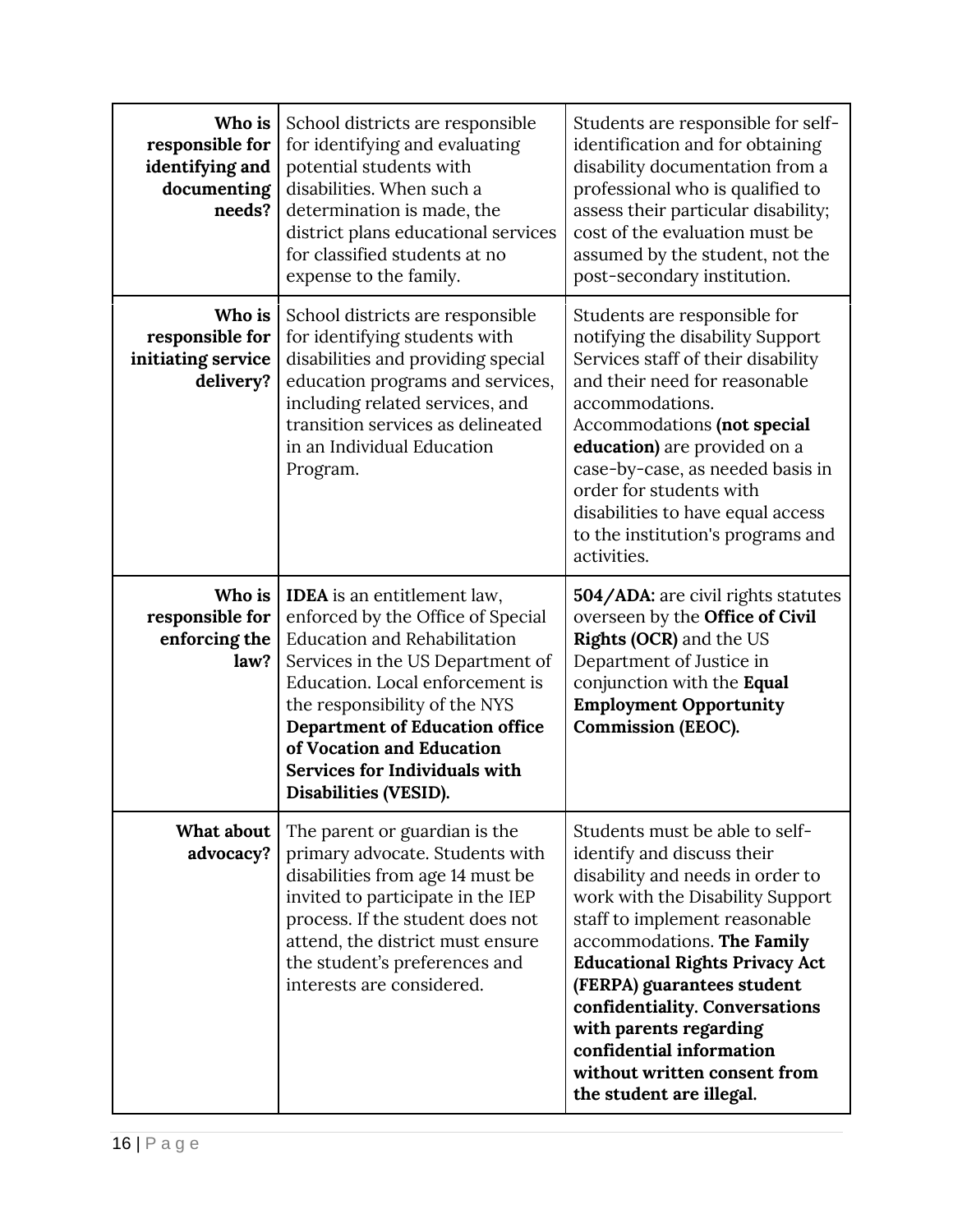| | | |
|---|---|---|
| **Who is responsible for identifying and documenting needs?** | School districts are responsible for identifying and evaluating potential students with disabilities. When such a determination is made, the district plans educational services for classified students at no expense to the family. | Students are responsible for self-identification and for obtaining disability documentation from a professional who is qualified to assess their particular disability; cost of the evaluation must be assumed by the student, not the post-secondary institution. |
| **Who is responsible for initiating service delivery?** | School districts are responsible for identifying students with disabilities and providing special education programs and services, including related services, and transition services as delineated in an Individual Education Program. | Students are responsible for notifying the disability Support Services staff of their disability and their need for reasonable accommodations. Accommodations **(not special education)** are provided on a case-by-case, as needed basis in order for students with disabilities to have equal access to the institution's programs and activities. |
| **Who is responsible for enforcing the law?** | **IDEA** is an entitlement law, enforced by the Office of Special Education and Rehabilitation Services in the US Department of Education. Local enforcement is the responsibility of the NYS **Department of Education office of Vocation and Education Services for Individuals with Disabilities (VESID).** | **504/ADA:** are civil rights statutes overseen by the **Office of Civil Rights (OCR)** and the US Department of Justice in conjunction with the **Equal Employment Opportunity Commission (EEOC).** |
| **What about advocacy?** | The parent or guardian is the primary advocate. Students with disabilities from age 14 must be invited to participate in the IEP process. If the student does not attend, the district must ensure the student's preferences and interests are considered. | Students must be able to self-identify and discuss their disability and needs in order to work with the Disability Support staff to implement reasonable accommodations. **The Family Educational Rights Privacy Act (FERPA) guarantees student confidentiality. Conversations with parents regarding confidential information without written consent from the student are illegal.** |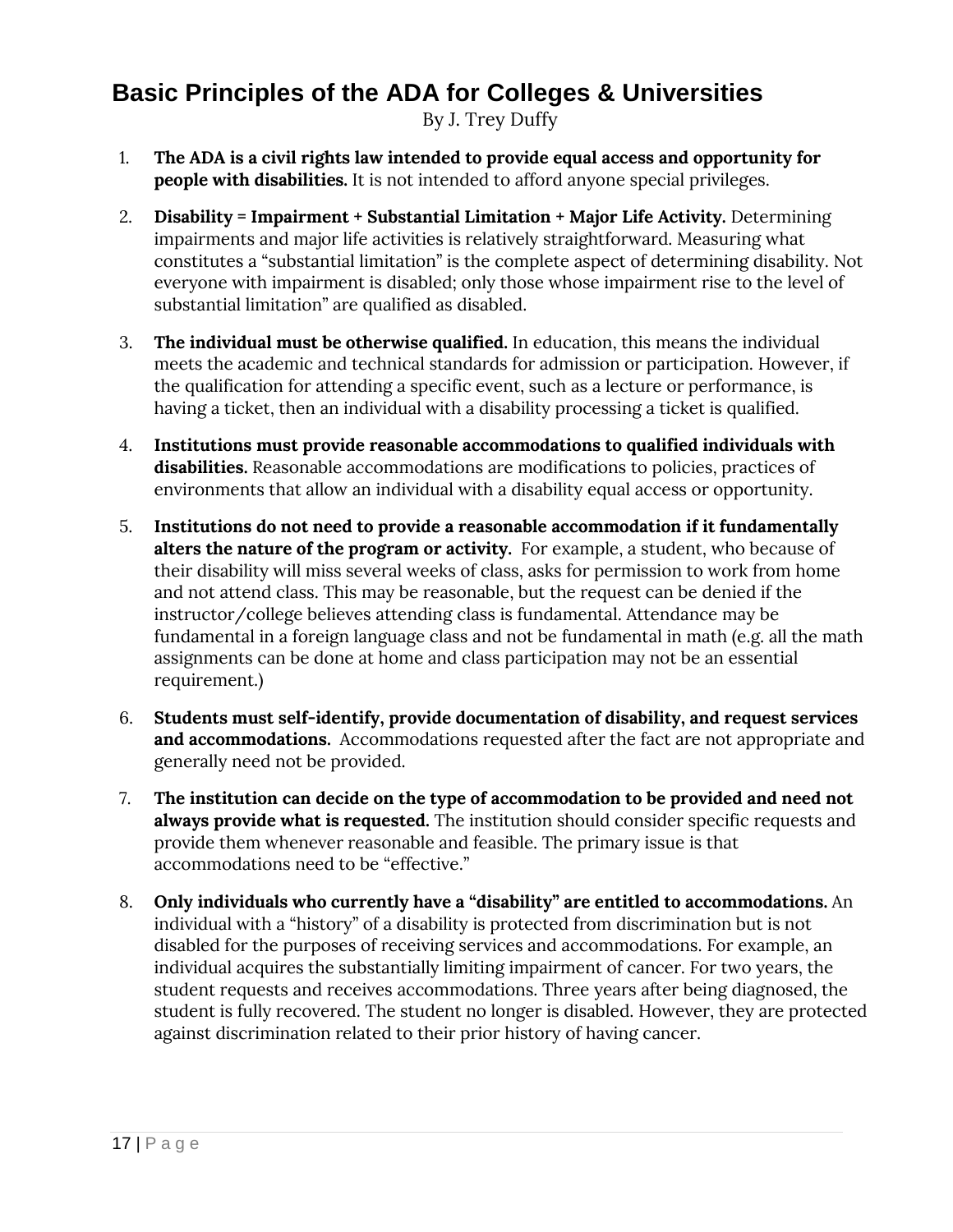# Basic Principles of the ADA for Colleges & Universities

By J. Trey Duffy

1. **The ADA is a civil rights law intended to provide equal access and opportunity for people with disabilities.** It is not intended to afford anyone special privileges.

2. **Disability = Impairment + Substantial Limitation + Major Life Activity.** Determining impairments and major life activities is relatively straightforward. Measuring what constitutes a "substantial limitation" is the complete aspect of determining disability. Not everyone with impairment is disabled; only those whose impairment rise to the level of substantial limitation" are qualified as disabled.

3. **The individual must be otherwise qualified.** In education, this means the individual meets the academic and technical standards for admission or participation. However, if the qualification for attending a specific event, such as a lecture or performance, is having a ticket, then an individual with a disability processing a ticket is qualified.

4. **Institutions must provide reasonable accommodations to qualified individuals with disabilities.** Reasonable accommodations are modifications to policies, practices of environments that allow an individual with a disability equal access or opportunity.

5. **Institutions do not need to provide a reasonable accommodation if it fundamentally alters the nature of the program or activity.** For example, a student, who because of their disability will miss several weeks of class, asks for permission to work from home and not attend class. This may be reasonable, but the request can be denied if the instructor/college believes attending class is fundamental. Attendance may be fundamental in a foreign language class and not be fundamental in math (e.g. all the math assignments can be done at home and class participation may not be an essential requirement.)

6. **Students must self-identify, provide documentation of disability, and request services and accommodations.** Accommodations requested after the fact are not appropriate and generally need not be provided.

7. **The institution can decide on the type of accommodation to be provided and need not always provide what is requested.** The institution should consider specific requests and provide them whenever reasonable and feasible. The primary issue is that accommodations need to be "effective."

8. **Only individuals who currently have a "disability" are entitled to accommodations.** An individual with a "history" of a disability is protected from discrimination but is not disabled for the purposes of receiving services and accommodations. For example, an individual acquires the substantially limiting impairment of cancer. For two years, the student requests and receives accommodations. Three years after being diagnosed, the student is fully recovered. The student no longer is disabled. However, they are protected against discrimination related to their prior history of having cancer.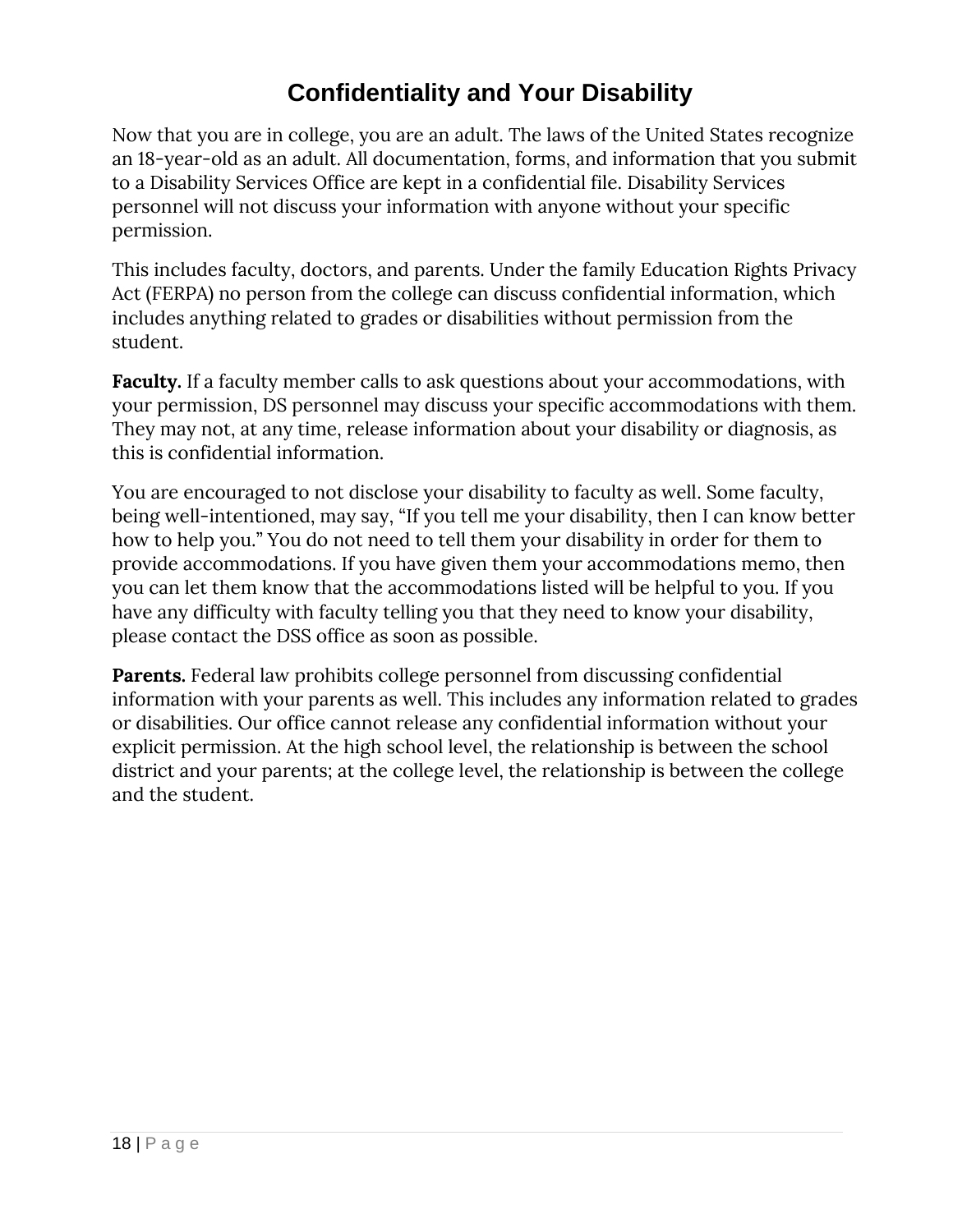# Confidentiality and Your Disability

Now that you are in college, you are an adult. The laws of the United States recognize an 18-year-old as an adult. All documentation, forms, and information that you submit to a Disability Services Office are kept in a confidential file. Disability Services personnel will not discuss your information with anyone without your specific permission.

This includes faculty, doctors, and parents. Under the family Education Rights Privacy Act (FERPA) no person from the college can discuss confidential information, which includes anything related to grades or disabilities without permission from the student.

**Faculty.** If a faculty member calls to ask questions about your accommodations, with your permission, DS personnel may discuss your specific accommodations with them. They may not, at any time, release information about your disability or diagnosis, as this is confidential information.

You are encouraged to not disclose your disability to faculty as well. Some faculty, being well-intentioned, may say, "If you tell me your disability, then I can know better how to help you." You do not need to tell them your disability in order for them to provide accommodations. If you have given them your accommodations memo, then you can let them know that the accommodations listed will be helpful to you. If you have any difficulty with faculty telling you that they need to know your disability, please contact the DSS office as soon as possible.

**Parents.** Federal law prohibits college personnel from discussing confidential information with your parents as well. This includes any information related to grades or disabilities. Our office cannot release any confidential information without your explicit permission. At the high school level, the relationship is between the school district and your parents; at the college level, the relationship is between the college and the student.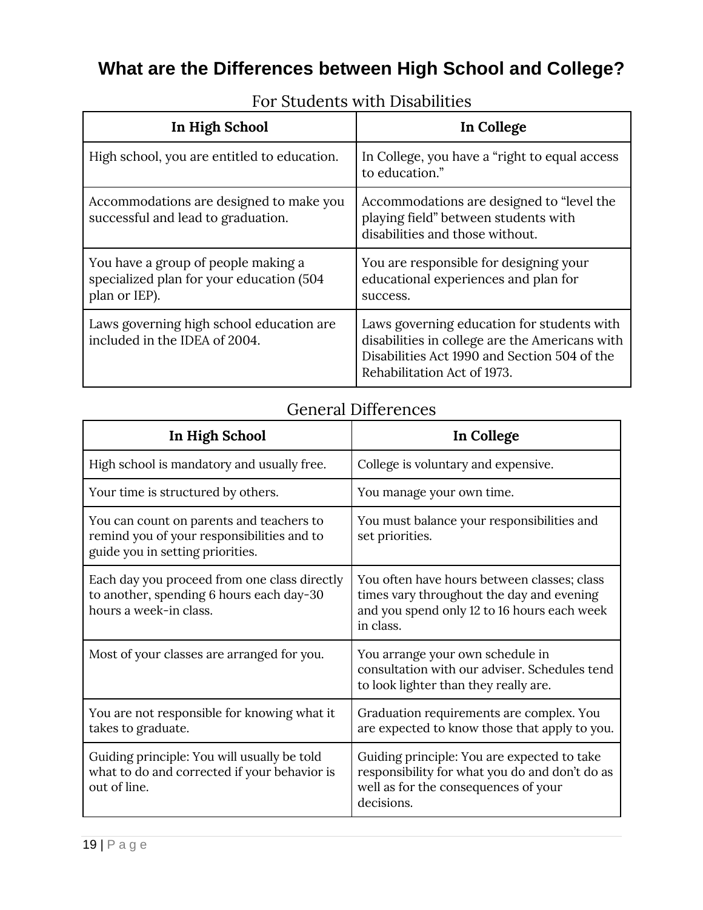# What are the Differences between High School and College?

## For Students with Disabilities

| In High School | In College |
| --- | --- |
| High school, you are entitled to education. | In College, you have a "right to equal access to education." |
| Accommodations are designed to make you successful and lead to graduation. | Accommodations are designed to "level the playing field" between students with disabilities and those without. |
| You have a group of people making a specialized plan for your education (504 plan or IEP). | You are responsible for designing your educational experiences and plan for success. |
| Laws governing high school education are included in the IDEA of 2004. | Laws governing education for students with disabilities in college are the Americans with Disabilities Act 1990 and Section 504 of the Rehabilitation Act of 1973. |

## General Differences

| In High School | In College |
| --- | --- |
| High school is mandatory and usually free. | College is voluntary and expensive. |
| Your time is structured by others. | You manage your own time. |
| You can count on parents and teachers to remind you of your responsibilities and to guide you in setting priorities. | You must balance your responsibilities and set priorities. |
| Each day you proceed from one class directly to another, spending 6 hours each day-30 hours a week-in class. | You often have hours between classes; class times vary throughout the day and evening and you spend only 12 to 16 hours each week in class. |
| Most of your classes are arranged for you. | You arrange your own schedule in consultation with our adviser. Schedules tend to look lighter than they really are. |
| You are not responsible for knowing what it takes to graduate. | Graduation requirements are complex. You are expected to know those that apply to you. |
| Guiding principle: You will usually be told what to do and corrected if your behavior is out of line. | Guiding principle: You are expected to take responsibility for what you do and don't do as well as for the consequences of your decisions. |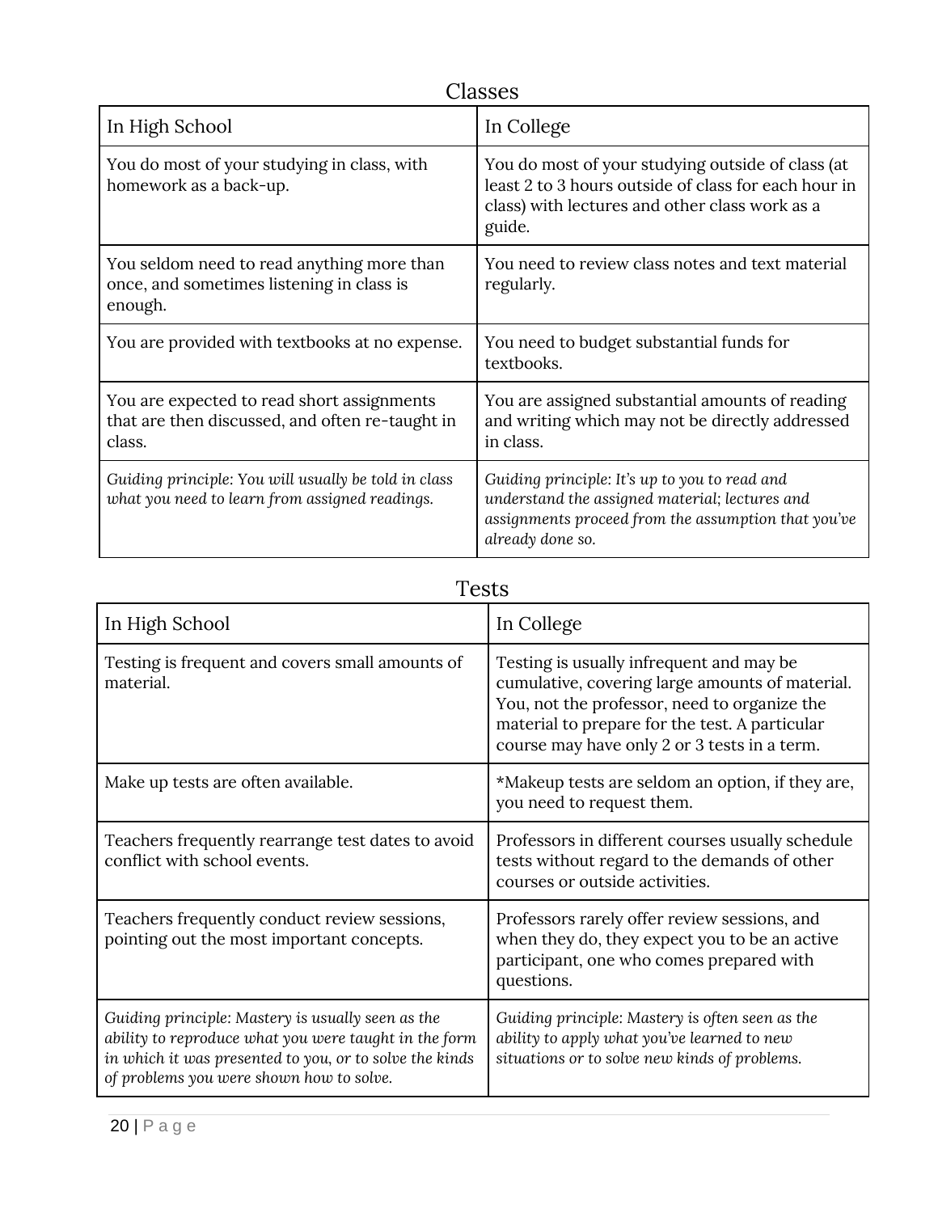## Classes

| In High School | In College |
| --- | --- |
| You do most of your studying in class, with homework as a back-up. | You do most of your studying outside of class (at least 2 to 3 hours outside of class for each hour in class) with lectures and other class work as a guide. |
| You seldom need to read anything more than once, and sometimes listening in class is enough. | You need to review class notes and text material regularly. |
| You are provided with textbooks at no expense. | You need to budget substantial funds for textbooks. |
| You are expected to read short assignments that are then discussed, and often re-taught in class. | You are assigned substantial amounts of reading and writing which may not be directly addressed in class. |
| *Guiding principle: You will usually be told in class what you need to learn from assigned readings.* | *Guiding principle: It's up to you to read and understand the assigned material; lectures and assignments proceed from the assumption that you've already done so.* |

## Tests

| In High School | In College |
| --- | --- |
| Testing is frequent and covers small amounts of material. | Testing is usually infrequent and may be cumulative, covering large amounts of material. You, not the professor, need to organize the material to prepare for the test. A particular course may have only 2 or 3 tests in a term. |
| Make up tests are often available. | *Makeup tests are seldom an option, if they are, you need to request them. |
| Teachers frequently rearrange test dates to avoid conflict with school events. | Professors in different courses usually schedule tests without regard to the demands of other courses or outside activities. |
| Teachers frequently conduct review sessions, pointing out the most important concepts. | Professors rarely offer review sessions, and when they do, they expect you to be an active participant, one who comes prepared with questions. |
| *Guiding principle: Mastery is usually seen as the ability to reproduce what you were taught in the form in which it was presented to you, or to solve the kinds of problems you were shown how to solve.* | *Guiding principle: Mastery is often seen as the ability to apply what you've learned to new situations or to solve new kinds of problems.* |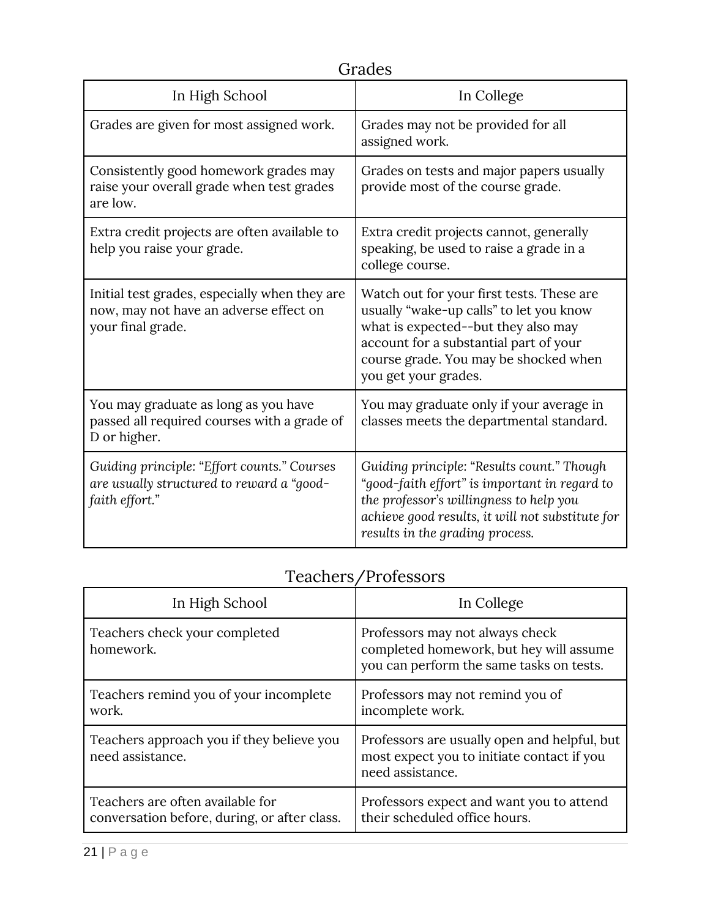## Grades

| In High School | In College |
| --- | --- |
| Grades are given for most assigned work. | Grades may not be provided for all assigned work. |
| Consistently good homework grades may raise your overall grade when test grades are low. | Grades on tests and major papers usually provide most of the course grade. |
| Extra credit projects are often available to help you raise your grade. | Extra credit projects cannot, generally speaking, be used to raise a grade in a college course. |
| Initial test grades, especially when they are now, may not have an adverse effect on your final grade. | Watch out for your first tests. These are usually "wake-up calls" to let you know what is expected--but they also may account for a substantial part of your course grade. You may be shocked when you get your grades. |
| You may graduate as long as you have passed all required courses with a grade of D or higher. | You may graduate only if your average in classes meets the departmental standard. |
| *Guiding principle: "Effort counts." Courses are usually structured to reward a "good-faith effort."* | *Guiding principle: "Results count." Though "good-faith effort" is important in regard to the professor's willingness to help you achieve good results, it will not substitute for results in the grading process.* |

## Teachers/Professors

| In High School | In College |
| --- | --- |
| Teachers check your completed homework. | Professors may not always check completed homework, but hey will assume you can perform the same tasks on tests. |
| Teachers remind you of your incomplete work. | Professors may not remind you of incomplete work. |
| Teachers approach you if they believe you need assistance. | Professors are usually open and helpful, but most expect you to initiate contact if you need assistance. |
| Teachers are often available for conversation before, during, or after class. | Professors expect and want you to attend their scheduled office hours. |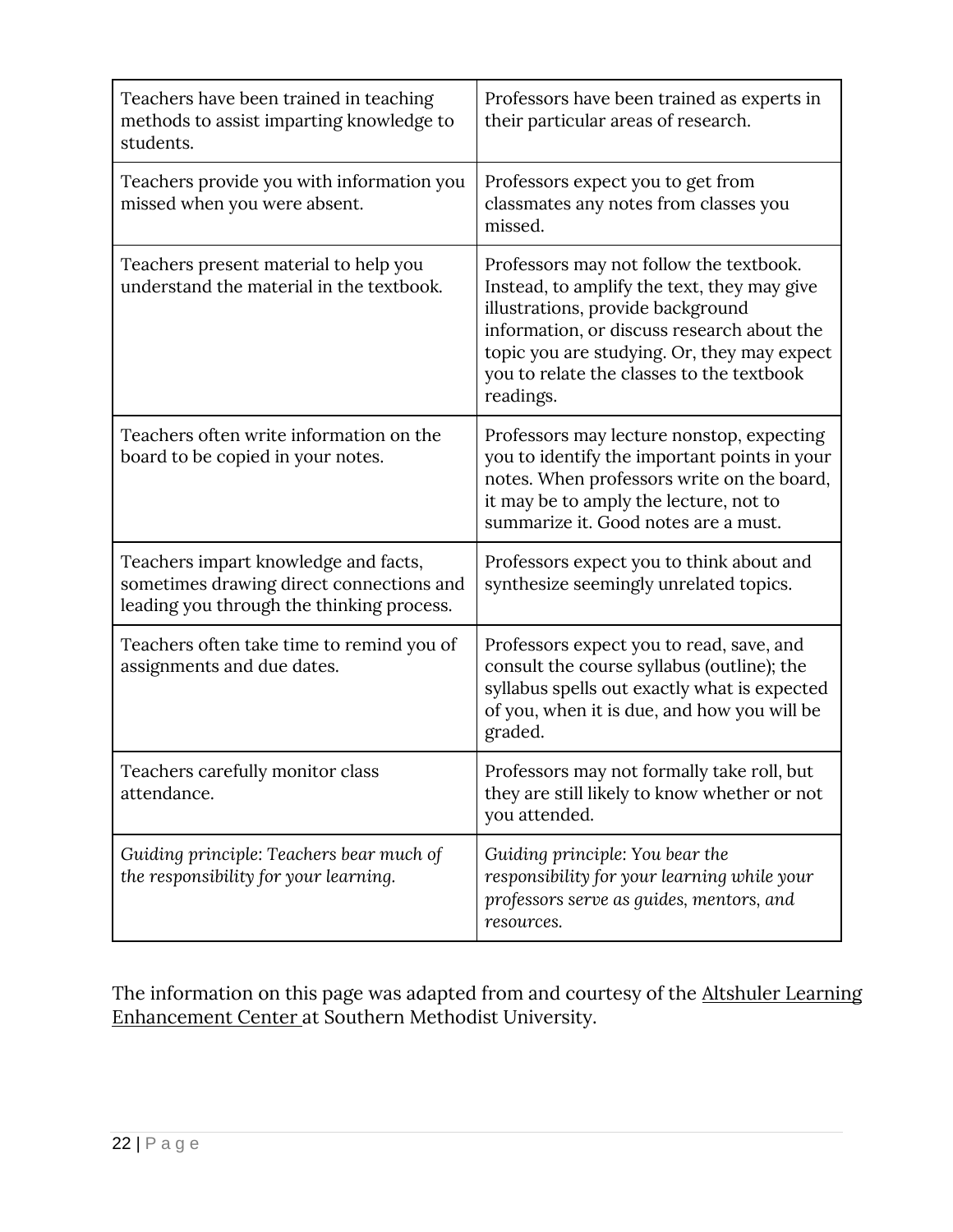| | |
|---|---|
| Teachers have been trained in teaching methods to assist imparting knowledge to students. | Professors have been trained as experts in their particular areas of research. |
| Teachers provide you with information you missed when you were absent. | Professors expect you to get from classmates any notes from classes you missed. |
| Teachers present material to help you understand the material in the textbook. | Professors may not follow the textbook. Instead, to amplify the text, they may give illustrations, provide background information, or discuss research about the topic you are studying. Or, they may expect you to relate the classes to the textbook readings. |
| Teachers often write information on the board to be copied in your notes. | Professors may lecture nonstop, expecting you to identify the important points in your notes. When professors write on the board, it may be to amply the lecture, not to summarize it. Good notes are a must. |
| Teachers impart knowledge and facts, sometimes drawing direct connections and leading you through the thinking process. | Professors expect you to think about and synthesize seemingly unrelated topics. |
| Teachers often take time to remind you of assignments and due dates. | Professors expect you to read, save, and consult the course syllabus (outline); the syllabus spells out exactly what is expected of you, when it is due, and how you will be graded. |
| Teachers carefully monitor class attendance. | Professors may not formally take roll, but they are still likely to know whether or not you attended. |
| *Guiding principle: Teachers bear much of the responsibility for your learning.* | *Guiding principle: You bear the responsibility for your learning while your professors serve as guides, mentors, and resources.* |

The information on this page was adapted from and courtesy of the Altshuler Learning Enhancement Center at Southern Methodist University.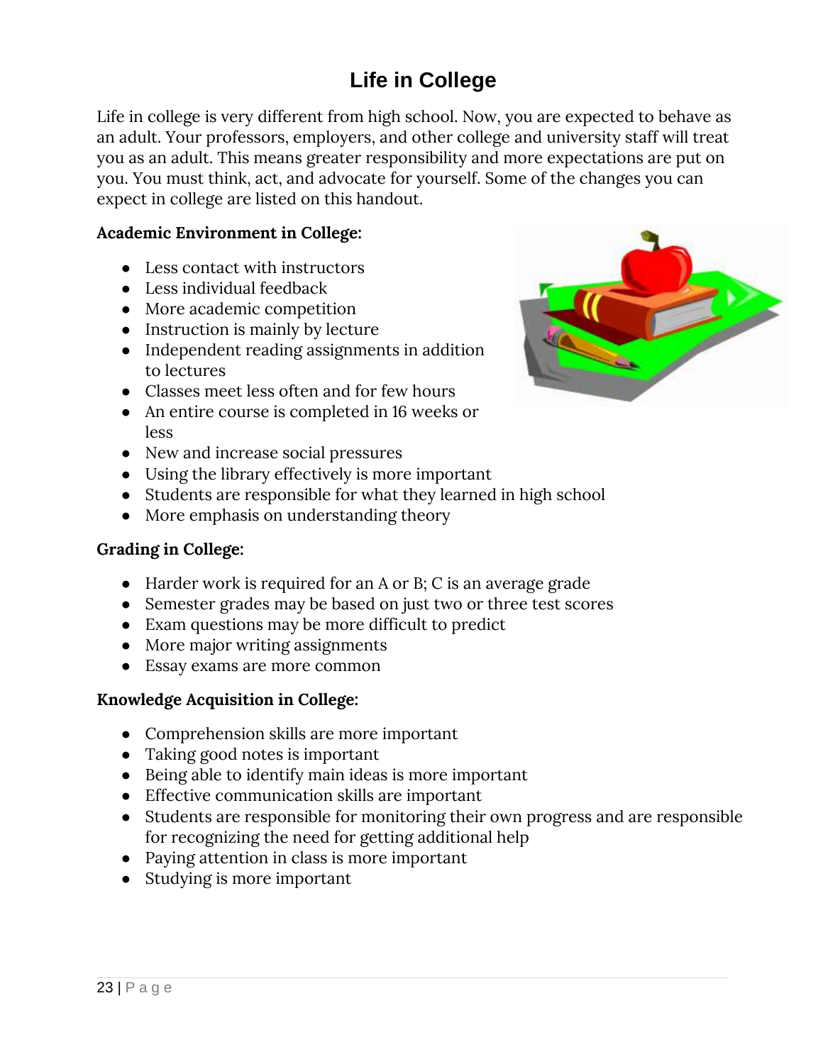# Life in College

Life in college is very different from high school. Now, you are expected to behave as an adult. Your professors, employers, and other college and university staff will treat you as an adult. This means greater responsibility and more expectations are put on you. You must think, act, and advocate for yourself. Some of the changes you can expect in college are listed on this handout.

**Academic Environment in College:**

- Less contact with instructors
- Less individual feedback
- More academic competition
- Instruction is mainly by lecture
- Independent reading assignments in addition to lectures
- Classes meet less often and for few hours
- An entire course is completed in 16 weeks or less
- New and increase social pressures
- Using the library effectively is more important
- Students are responsible for what they learned in high school
- More emphasis on understanding theory

**Grading in College:**

- Harder work is required for an A or B; C is an average grade
- Semester grades may be based on just two or three test scores
- Exam questions may be more difficult to predict
- More major writing assignments
- Essay exams are more common

**Knowledge Acquisition in College:**

- Comprehension skills are more important
- Taking good notes is important
- Being able to identify main ideas is more important
- Effective communication skills are important
- Students are responsible for monitoring their own progress and are responsible for recognizing the need for getting additional help
- Paying attention in class is more important
- Studying is more important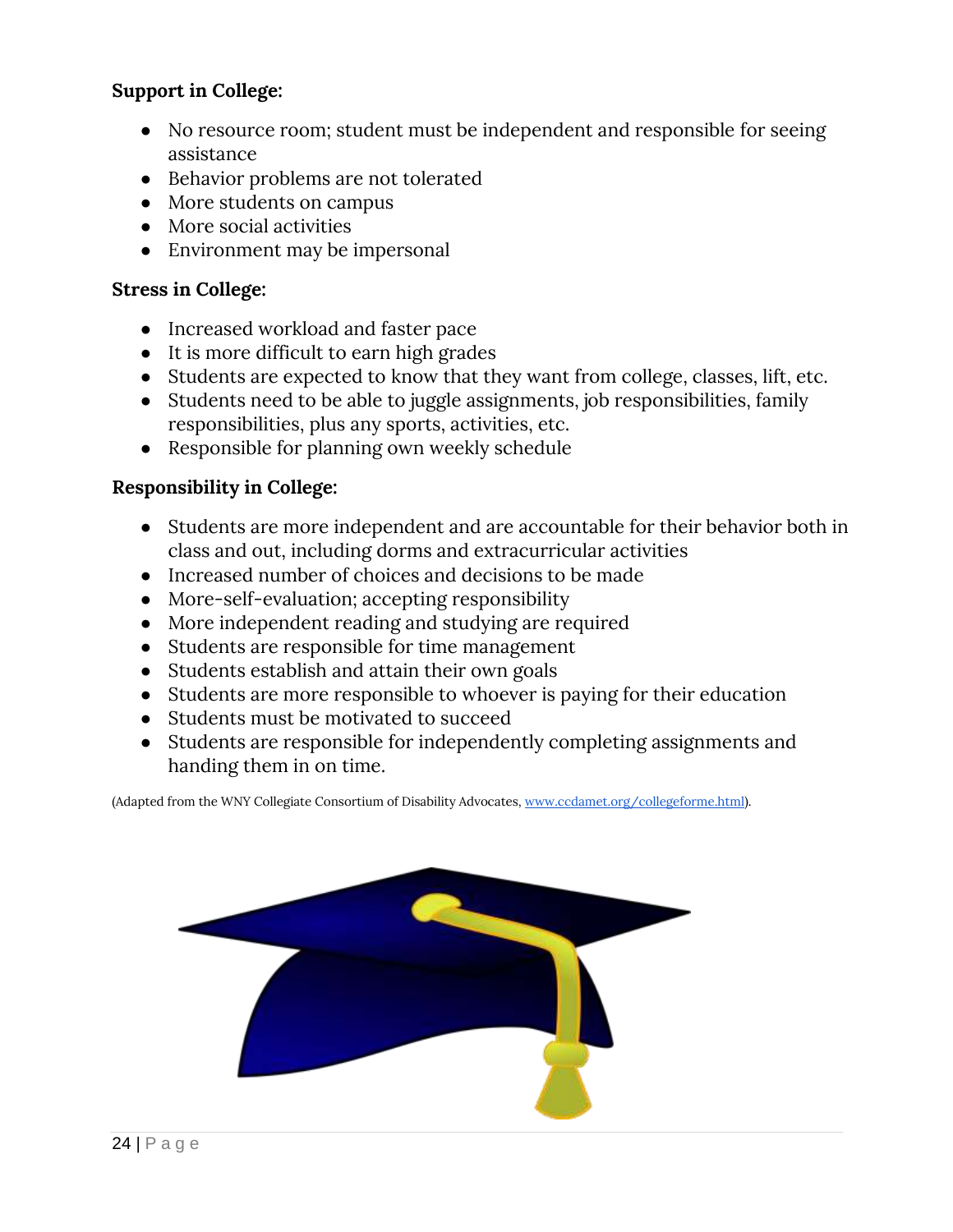**Support in College:**

- No resource room; student must be independent and responsible for seeing assistance
- Behavior problems are not tolerated
- More students on campus
- More social activities
- Environment may be impersonal

**Stress in College:**

- Increased workload and faster pace
- It is more difficult to earn high grades
- Students are expected to know that they want from college, classes, lift, etc.
- Students need to be able to juggle assignments, job responsibilities, family responsibilities, plus any sports, activities, etc.
- Responsible for planning own weekly schedule

**Responsibility in College:**

- Students are more independent and are accountable for their behavior both in class and out, including dorms and extracurricular activities
- Increased number of choices and decisions to be made
- More-self-evaluation; accepting responsibility
- More independent reading and studying are required
- Students are responsible for time management
- Students establish and attain their own goals
- Students are more responsible to whoever is paying for their education
- Students must be motivated to succeed
- Students are responsible for independently completing assignments and handing them in on time.

(Adapted from the WNY Collegiate Consortium of Disability Advocates, www.ccdamet.org/collegeforme.html).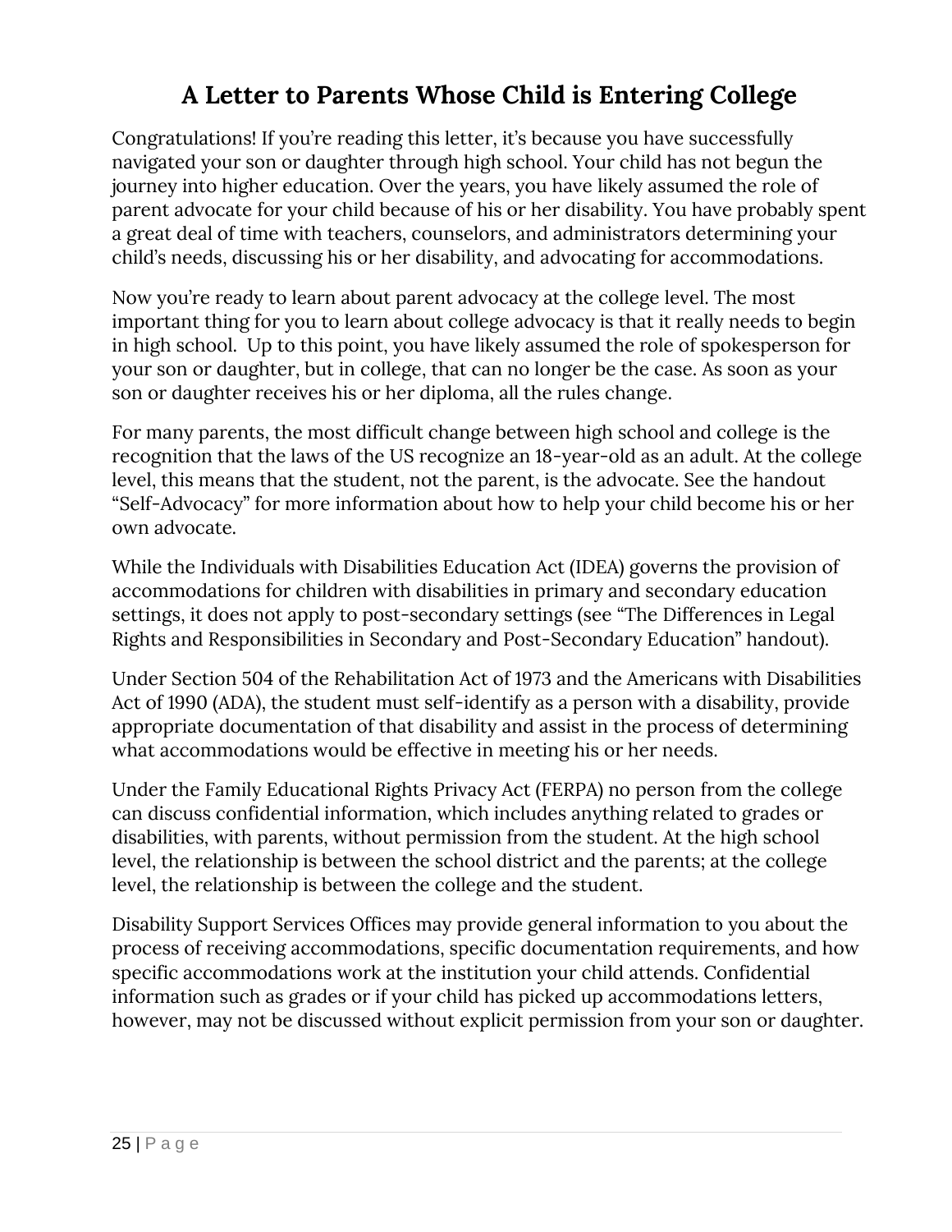# A Letter to Parents Whose Child is Entering College

Congratulations! If you're reading this letter, it's because you have successfully navigated your son or daughter through high school. Your child has not begun the journey into higher education. Over the years, you have likely assumed the role of parent advocate for your child because of his or her disability. You have probably spent a great deal of time with teachers, counselors, and administrators determining your child's needs, discussing his or her disability, and advocating for accommodations.

Now you're ready to learn about parent advocacy at the college level. The most important thing for you to learn about college advocacy is that it really needs to begin in high school.  Up to this point, you have likely assumed the role of spokesperson for your son or daughter, but in college, that can no longer be the case. As soon as your son or daughter receives his or her diploma, all the rules change.

For many parents, the most difficult change between high school and college is the recognition that the laws of the US recognize an 18-year-old as an adult. At the college level, this means that the student, not the parent, is the advocate. See the handout "Self-Advocacy" for more information about how to help your child become his or her own advocate.

While the Individuals with Disabilities Education Act (IDEA) governs the provision of accommodations for children with disabilities in primary and secondary education settings, it does not apply to post-secondary settings (see "The Differences in Legal Rights and Responsibilities in Secondary and Post-Secondary Education" handout).

Under Section 504 of the Rehabilitation Act of 1973 and the Americans with Disabilities Act of 1990 (ADA), the student must self-identify as a person with a disability, provide appropriate documentation of that disability and assist in the process of determining what accommodations would be effective in meeting his or her needs.

Under the Family Educational Rights Privacy Act (FERPA) no person from the college can discuss confidential information, which includes anything related to grades or disabilities, with parents, without permission from the student. At the high school level, the relationship is between the school district and the parents; at the college level, the relationship is between the college and the student.

Disability Support Services Offices may provide general information to you about the process of receiving accommodations, specific documentation requirements, and how specific accommodations work at the institution your child attends. Confidential information such as grades or if your child has picked up accommodations letters, however, may not be discussed without explicit permission from your son or daughter.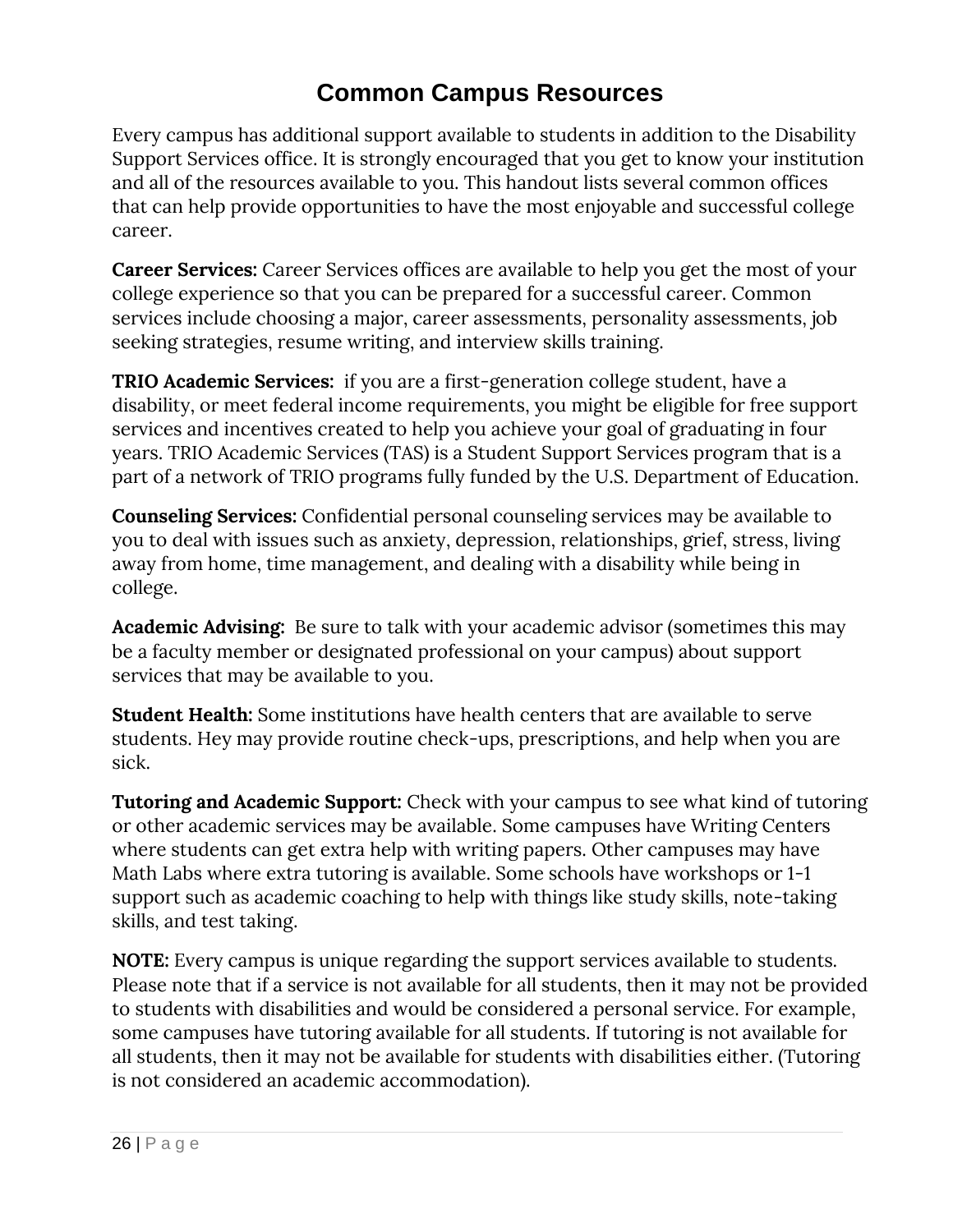# Common Campus Resources

Every campus has additional support available to students in addition to the Disability Support Services office. It is strongly encouraged that you get to know your institution and all of the resources available to you. This handout lists several common offices that can help provide opportunities to have the most enjoyable and successful college career.

**Career Services:** Career Services offices are available to help you get the most of your college experience so that you can be prepared for a successful career. Common services include choosing a major, career assessments, personality assessments, job seeking strategies, resume writing, and interview skills training.

**TRIO Academic Services:** if you are a first-generation college student, have a disability, or meet federal income requirements, you might be eligible for free support services and incentives created to help you achieve your goal of graduating in four years. TRIO Academic Services (TAS) is a Student Support Services program that is a part of a network of TRIO programs fully funded by the U.S. Department of Education.

**Counseling Services:** Confidential personal counseling services may be available to you to deal with issues such as anxiety, depression, relationships, grief, stress, living away from home, time management, and dealing with a disability while being in college.

**Academic Advising:** Be sure to talk with your academic advisor (sometimes this may be a faculty member or designated professional on your campus) about support services that may be available to you.

**Student Health:** Some institutions have health centers that are available to serve students. Hey may provide routine check-ups, prescriptions, and help when you are sick.

**Tutoring and Academic Support:** Check with your campus to see what kind of tutoring or other academic services may be available. Some campuses have Writing Centers where students can get extra help with writing papers. Other campuses may have Math Labs where extra tutoring is available. Some schools have workshops or 1-1 support such as academic coaching to help with things like study skills, note-taking skills, and test taking.

**NOTE:** Every campus is unique regarding the support services available to students. Please note that if a service is not available for all students, then it may not be provided to students with disabilities and would be considered a personal service. For example, some campuses have tutoring available for all students. If tutoring is not available for all students, then it may not be available for students with disabilities either. (Tutoring is not considered an academic accommodation).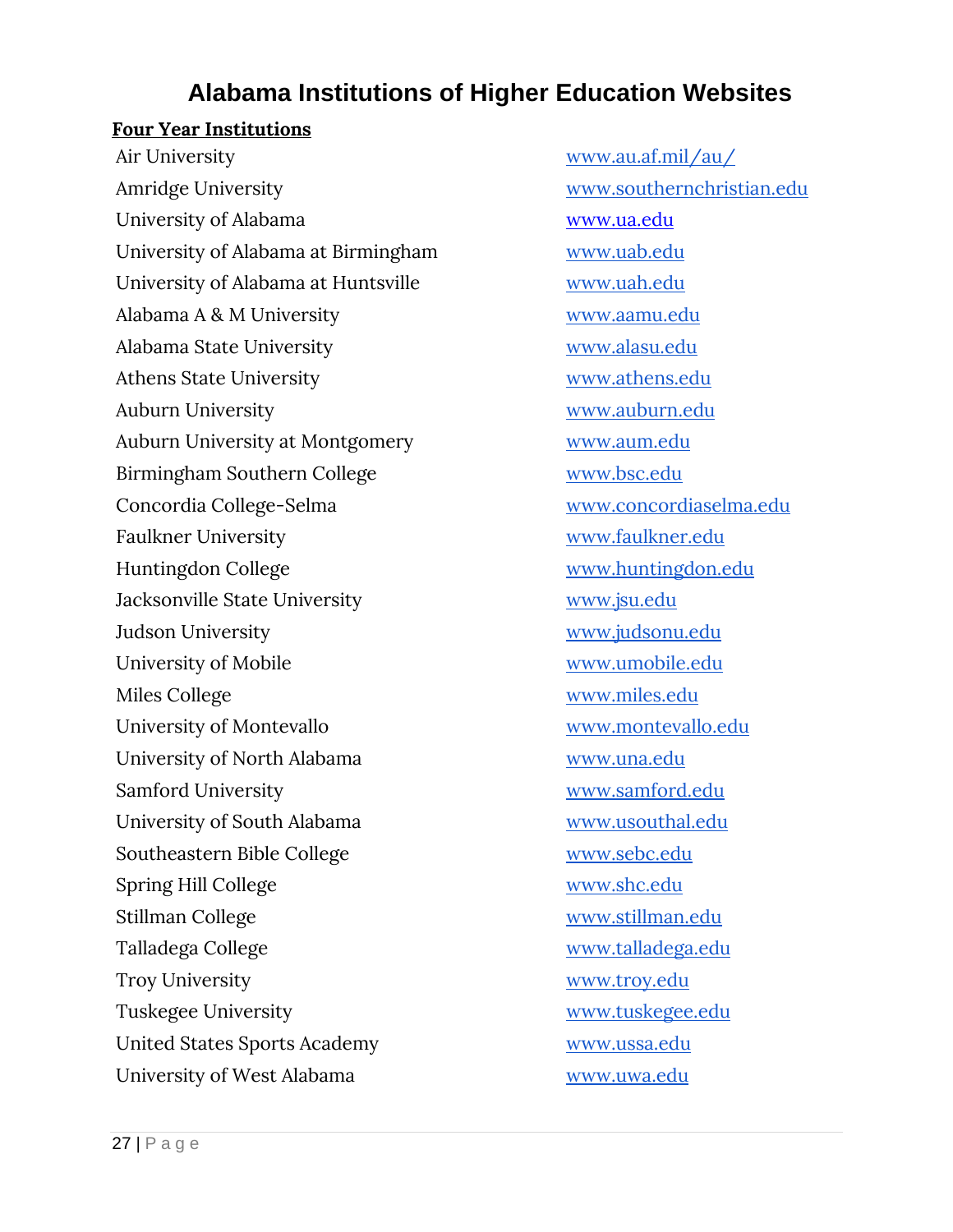# Alabama Institutions of Higher Education Websites

**Four Year Institutions**

| | |
|---|---|
| Air University | www.au.af.mil/au/ |
| Amridge University | www.southernchristian.edu |
| University of Alabama | www.ua.edu |
| University of Alabama at Birmingham | www.uab.edu |
| University of Alabama at Huntsville | www.uah.edu |
| Alabama A & M University | www.aamu.edu |
| Alabama State University | www.alasu.edu |
| Athens State University | www.athens.edu |
| Auburn University | www.auburn.edu |
| Auburn University at Montgomery | www.aum.edu |
| Birmingham Southern College | www.bsc.edu |
| Concordia College-Selma | www.concordiaselma.edu |
| Faulkner University | www.faulkner.edu |
| Huntingdon College | www.huntingdon.edu |
| Jacksonville State University | www.jsu.edu |
| Judson University | www.judsonu.edu |
| University of Mobile | www.umobile.edu |
| Miles College | www.miles.edu |
| University of Montevallo | www.montevallo.edu |
| University of North Alabama | www.una.edu |
| Samford University | www.samford.edu |
| University of South Alabama | www.usouthal.edu |
| Southeastern Bible College | www.sebc.edu |
| Spring Hill College | www.shc.edu |
| Stillman College | www.stillman.edu |
| Talladega College | www.talladega.edu |
| Troy University | www.troy.edu |
| Tuskegee University | www.tuskegee.edu |
| United States Sports Academy | www.ussa.edu |
| University of West Alabama | www.uwa.edu |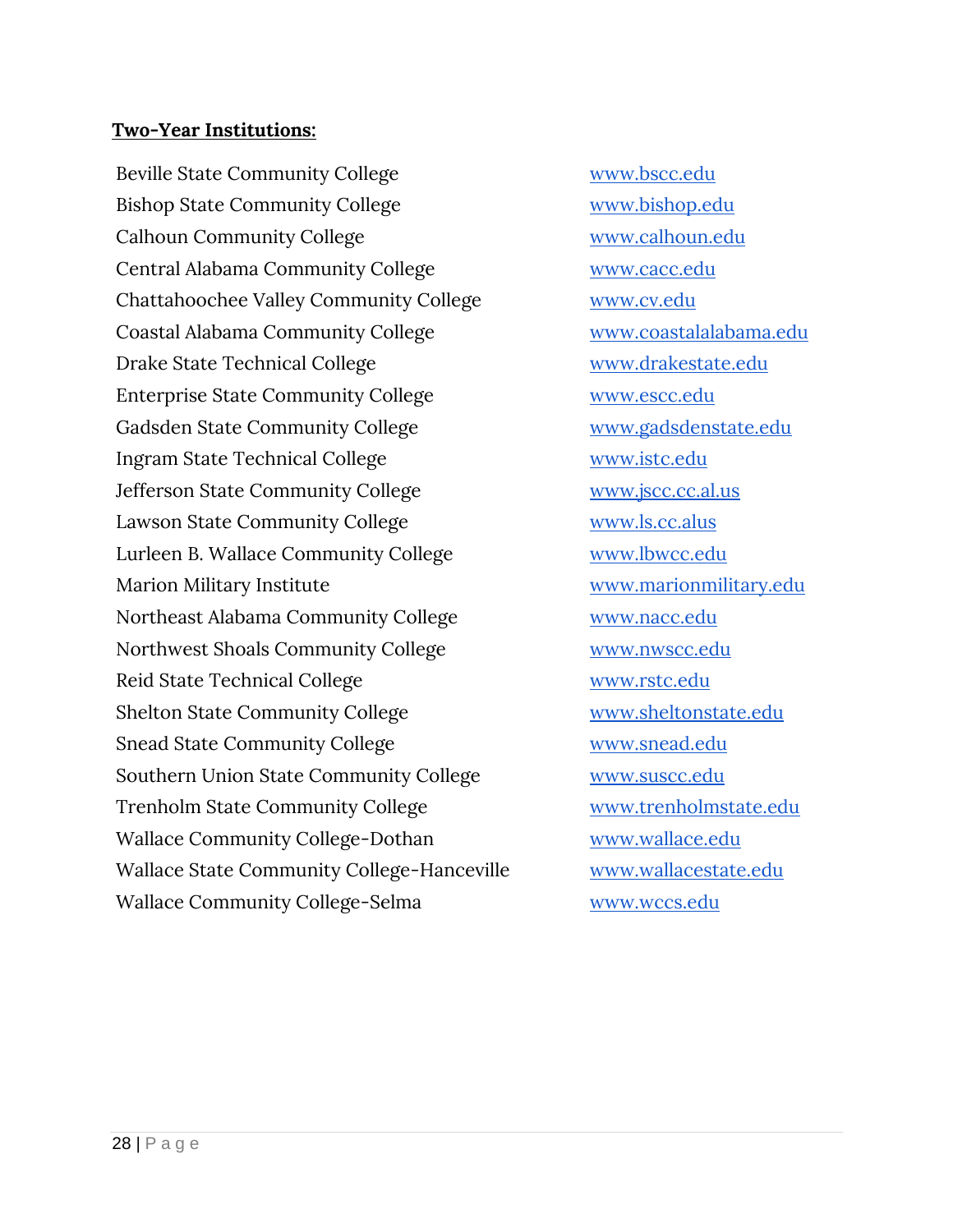**Two-Year Institutions:**

| | |
|---|---|
| Beville State Community College | www.bscc.edu |
| Bishop State Community College | www.bishop.edu |
| Calhoun Community College | www.calhoun.edu |
| Central Alabama Community College | www.cacc.edu |
| Chattahoochee Valley Community College | www.cv.edu |
| Coastal Alabama Community College | www.coastalalabama.edu |
| Drake State Technical College | www.drakestate.edu |
| Enterprise State Community College | www.escc.edu |
| Gadsden State Community College | www.gadsdenstate.edu |
| Ingram State Technical College | www.istc.edu |
| Jefferson State Community College | www.jscc.cc.al.us |
| Lawson State Community College | www.ls.cc.alus |
| Lurleen B. Wallace Community College | www.lbwcc.edu |
| Marion Military Institute | www.marionmilitary.edu |
| Northeast Alabama Community College | www.nacc.edu |
| Northwest Shoals Community College | www.nwscc.edu |
| Reid State Technical College | www.rstc.edu |
| Shelton State Community College | www.sheltonstate.edu |
| Snead State Community College | www.snead.edu |
| Southern Union State Community College | www.suscc.edu |
| Trenholm State Community College | www.trenholmstate.edu |
| Wallace Community College-Dothan | www.wallace.edu |
| Wallace State Community College-Hanceville | www.wallacestate.edu |
| Wallace Community College-Selma | www.wccs.edu |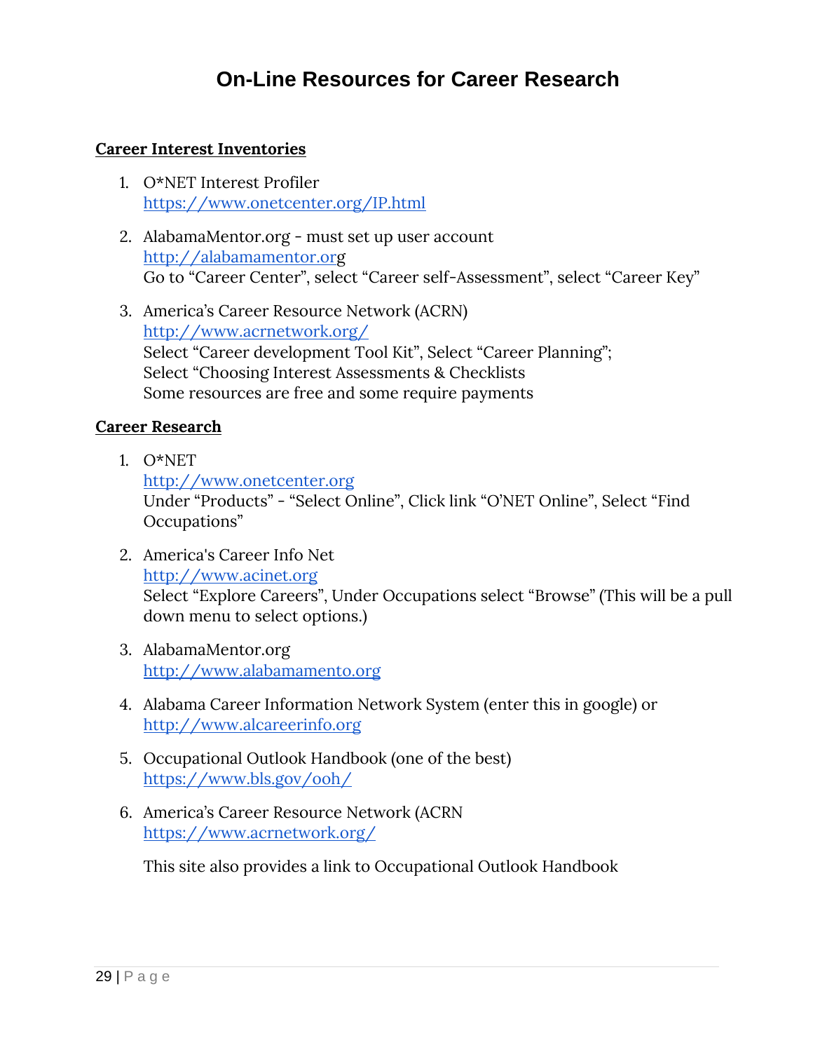# On-Line Resources for Career Research

## Career Interest Inventories

1. O*NET Interest Profiler
   https://www.onetcenter.org/IP.html

2. AlabamaMentor.org - must set up user account
   http://alabamamentor.org
   Go to "Career Center", select "Career self-Assessment", select "Career Key"

3. America's Career Resource Network (ACRN)
   http://www.acrnetwork.org/
   Select "Career development Tool Kit", Select "Career Planning";
   Select "Choosing Interest Assessments & Checklists
   Some resources are free and some require payments

## Career Research

1. O*NET
   http://www.onetcenter.org
   Under "Products" - "Select Online", Click link "O'NET Online", Select "Find Occupations"

2. America's Career Info Net
   http://www.acinet.org
   Select "Explore Careers", Under Occupations select "Browse" (This will be a pull down menu to select options.)

3. AlabamaMentor.org
   http://www.alabamamento.org

4. Alabama Career Information Network System (enter this in google) or
   http://www.alcareerinfo.org

5. Occupational Outlook Handbook (one of the best)
   https://www.bls.gov/ooh/

6. America's Career Resource Network (ACRN
   https://www.acrnetwork.org/

   This site also provides a link to Occupational Outlook Handbook